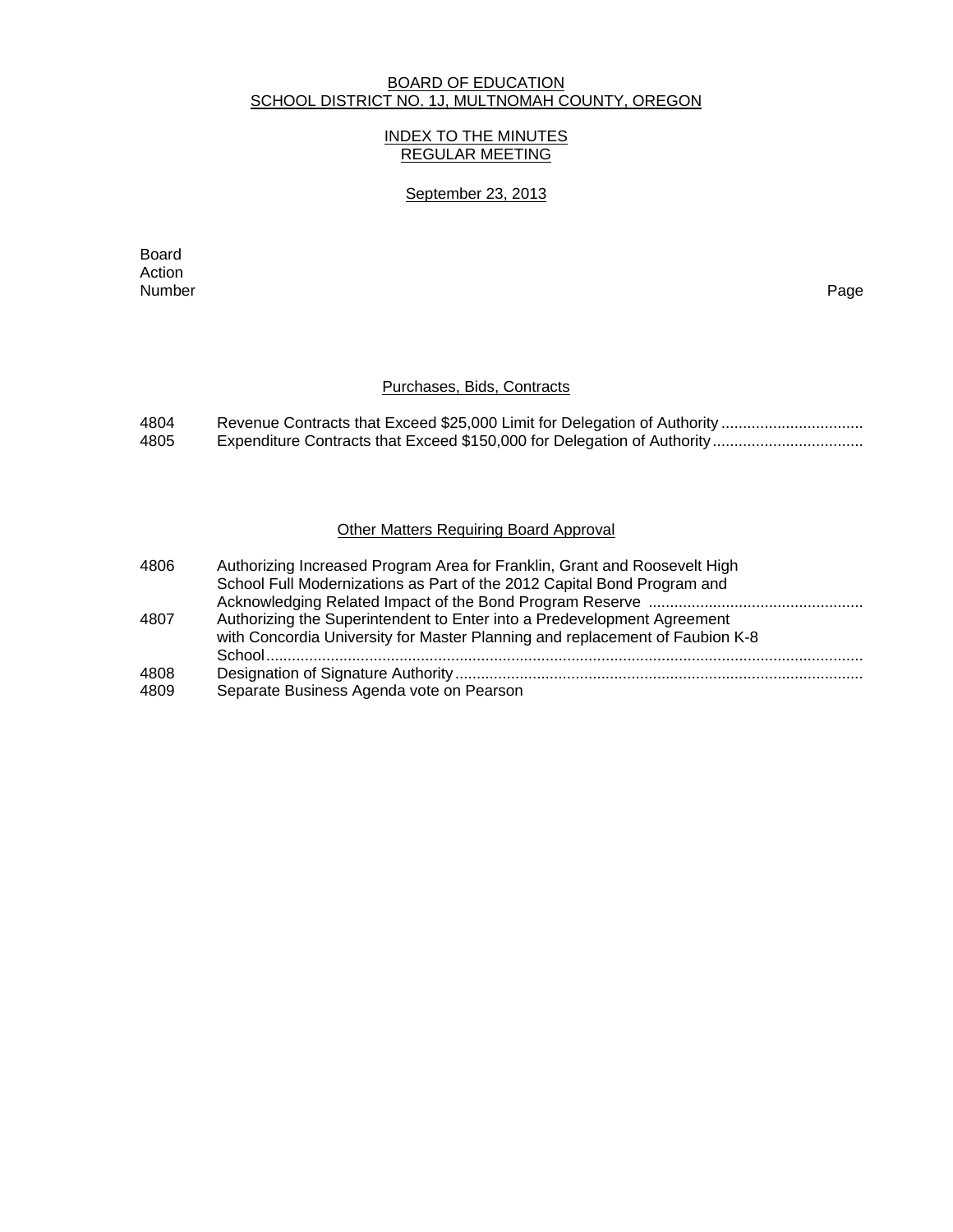BOARD OF EDUCATION
SCHOOL DISTRICT NO. 1J, MULTNOMAH COUNTY, OREGON

INDEX TO THE MINUTES
REGULAR MEETING

September 23, 2013

| Board Action Number | | Page |
|---|---|---|
| | **Purchases, Bids, Contracts** | |
| 4804 | Revenue Contracts that Exceed $25,000 Limit for Delegation of Authority | |
| 4805 | Expenditure Contracts that Exceed $150,000 for Delegation of Authority | |
| | **Other Matters Requiring Board Approval** | |
| 4806 | Authorizing Increased Program Area for Franklin, Grant and Roosevelt High School Full Modernizations as Part of the 2012 Capital Bond Program and Acknowledging Related Impact of the Bond Program Reserve | |
| 4807 | Authorizing the Superintendent to Enter into a Predevelopment Agreement with Concordia University for Master Planning and replacement of Faubion K-8 School | |
| 4808 | Designation of Signature Authority | |
| 4809 | Separate Business Agenda vote on Pearson | |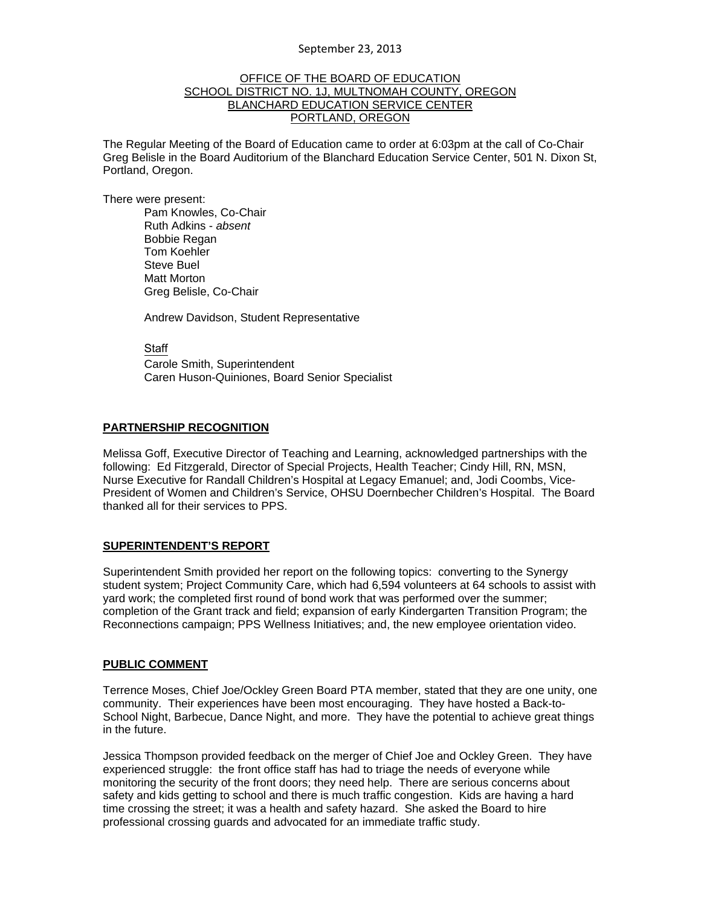September 23, 2013

OFFICE OF THE BOARD OF EDUCATION
SCHOOL DISTRICT NO. 1J, MULTNOMAH COUNTY, OREGON
BLANCHARD EDUCATION SERVICE CENTER
PORTLAND, OREGON

The Regular Meeting of the Board of Education came to order at 6:03pm at the call of Co-Chair Greg Belisle in the Board Auditorium of the Blanchard Education Service Center, 501 N. Dixon St, Portland, Oregon.

There were present:

Pam Knowles, Co-Chair
Ruth Adkins - *absent*
Bobbie Regan
Tom Koehler
Steve Buel
Matt Morton
Greg Belisle, Co-Chair

Andrew Davidson, Student Representative

Staff
Carole Smith, Superintendent
Caren Huson-Quiniones, Board Senior Specialist

## PARTNERSHIP RECOGNITION

Melissa Goff, Executive Director of Teaching and Learning, acknowledged partnerships with the following: Ed Fitzgerald, Director of Special Projects, Health Teacher; Cindy Hill, RN, MSN, Nurse Executive for Randall Children's Hospital at Legacy Emanuel; and, Jodi Coombs, Vice-President of Women and Children's Service, OHSU Doernbecher Children's Hospital. The Board thanked all for their services to PPS.

## SUPERINTENDENT'S REPORT

Superintendent Smith provided her report on the following topics: converting to the Synergy student system; Project Community Care, which had 6,594 volunteers at 64 schools to assist with yard work; the completed first round of bond work that was performed over the summer; completion of the Grant track and field; expansion of early Kindergarten Transition Program; the Reconnections campaign; PPS Wellness Initiatives; and, the new employee orientation video.

## PUBLIC COMMENT

Terrence Moses, Chief Joe/Ockley Green Board PTA member, stated that they are one unity, one community. Their experiences have been most encouraging. They have hosted a Back-to-School Night, Barbecue, Dance Night, and more. They have the potential to achieve great things in the future.

Jessica Thompson provided feedback on the merger of Chief Joe and Ockley Green. They have experienced struggle: the front office staff has had to triage the needs of everyone while monitoring the security of the front doors; they need help. There are serious concerns about safety and kids getting to school and there is much traffic congestion. Kids are having a hard time crossing the street; it was a health and safety hazard. She asked the Board to hire professional crossing guards and advocated for an immediate traffic study.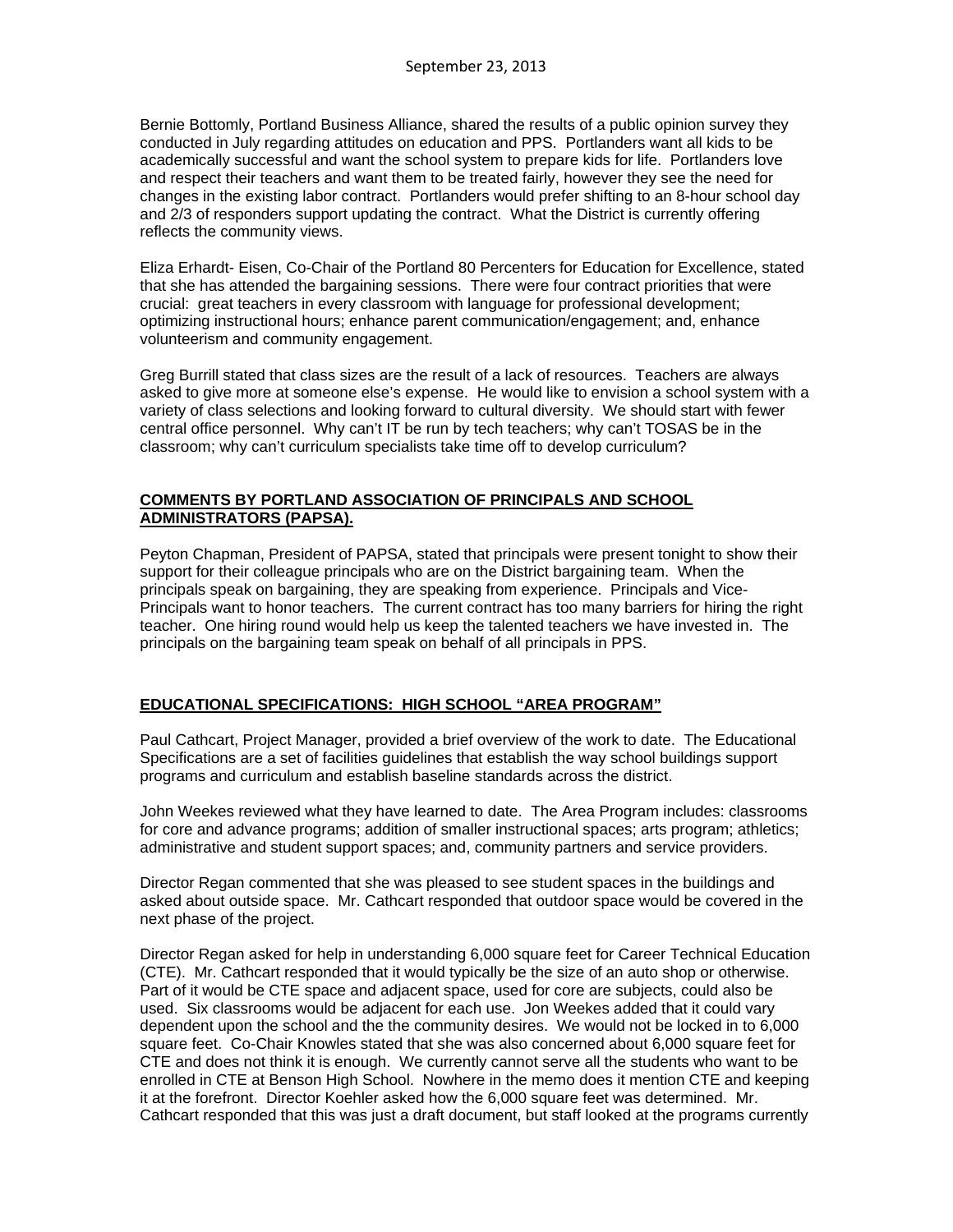Bernie Bottomly, Portland Business Alliance, shared the results of a public opinion survey they conducted in July regarding attitudes on education and PPS. Portlanders want all kids to be academically successful and want the school system to prepare kids for life. Portlanders love and respect their teachers and want them to be treated fairly, however they see the need for changes in the existing labor contract. Portlanders would prefer shifting to an 8-hour school day and 2/3 of responders support updating the contract. What the District is currently offering reflects the community views.

Eliza Erhardt- Eisen, Co-Chair of the Portland 80 Percenters for Education for Excellence, stated that she has attended the bargaining sessions. There were four contract priorities that were crucial: great teachers in every classroom with language for professional development; optimizing instructional hours; enhance parent communication/engagement; and, enhance volunteerism and community engagement.

Greg Burrill stated that class sizes are the result of a lack of resources. Teachers are always asked to give more at someone else's expense. He would like to envision a school system with a variety of class selections and looking forward to cultural diversity. We should start with fewer central office personnel. Why can't IT be run by tech teachers; why can't TOSAS be in the classroom; why can't curriculum specialists take time off to develop curriculum?

## COMMENTS BY PORTLAND ASSOCIATION OF PRINCIPALS AND SCHOOL ADMINISTRATORS (PAPSA).

Peyton Chapman, President of PAPSA, stated that principals were present tonight to show their support for their colleague principals who are on the District bargaining team. When the principals speak on bargaining, they are speaking from experience. Principals and Vice-Principals want to honor teachers. The current contract has too many barriers for hiring the right teacher. One hiring round would help us keep the talented teachers we have invested in. The principals on the bargaining team speak on behalf of all principals in PPS.

## EDUCATIONAL SPECIFICATIONS: HIGH SCHOOL "AREA PROGRAM"

Paul Cathcart, Project Manager, provided a brief overview of the work to date. The Educational Specifications are a set of facilities guidelines that establish the way school buildings support programs and curriculum and establish baseline standards across the district.

John Weekes reviewed what they have learned to date. The Area Program includes: classrooms for core and advance programs; addition of smaller instructional spaces; arts program; athletics; administrative and student support spaces; and, community partners and service providers.

Director Regan commented that she was pleased to see student spaces in the buildings and asked about outside space. Mr. Cathcart responded that outdoor space would be covered in the next phase of the project.

Director Regan asked for help in understanding 6,000 square feet for Career Technical Education (CTE). Mr. Cathcart responded that it would typically be the size of an auto shop or otherwise. Part of it would be CTE space and adjacent space, used for core are subjects, could also be used. Six classrooms would be adjacent for each use. Jon Weekes added that it could vary dependent upon the school and the the community desires. We would not be locked in to 6,000 square feet. Co-Chair Knowles stated that she was also concerned about 6,000 square feet for CTE and does not think it is enough. We currently cannot serve all the students who want to be enrolled in CTE at Benson High School. Nowhere in the memo does it mention CTE and keeping it at the forefront. Director Koehler asked how the 6,000 square feet was determined. Mr. Cathcart responded that this was just a draft document, but staff looked at the programs currently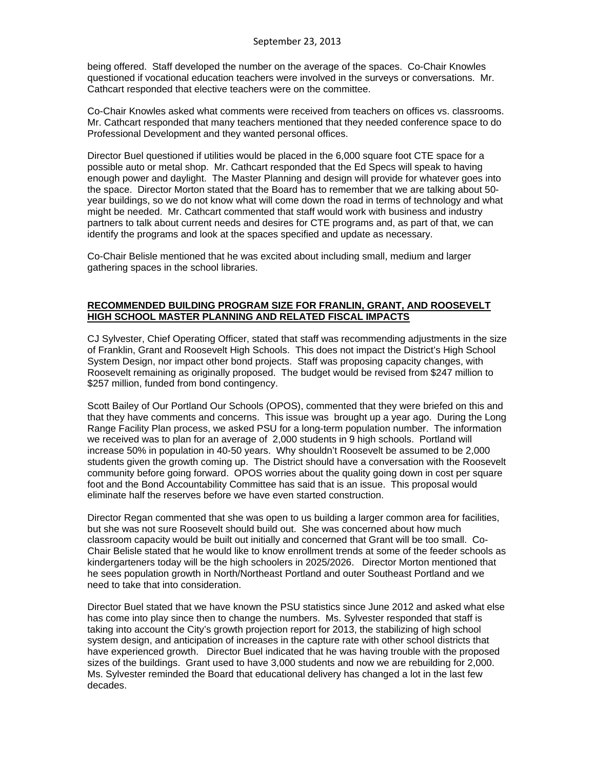being offered. Staff developed the number on the average of the spaces. Co-Chair Knowles questioned if vocational education teachers were involved in the surveys or conversations. Mr. Cathcart responded that elective teachers were on the committee.

Co-Chair Knowles asked what comments were received from teachers on offices vs. classrooms. Mr. Cathcart responded that many teachers mentioned that they needed conference space to do Professional Development and they wanted personal offices.

Director Buel questioned if utilities would be placed in the 6,000 square foot CTE space for a possible auto or metal shop. Mr. Cathcart responded that the Ed Specs will speak to having enough power and daylight. The Master Planning and design will provide for whatever goes into the space. Director Morton stated that the Board has to remember that we are talking about 50-year buildings, so we do not know what will come down the road in terms of technology and what might be needed. Mr. Cathcart commented that staff would work with business and industry partners to talk about current needs and desires for CTE programs and, as part of that, we can identify the programs and look at the spaces specified and update as necessary.

Co-Chair Belisle mentioned that he was excited about including small, medium and larger gathering spaces in the school libraries.

**RECOMMENDED BUILDING PROGRAM SIZE FOR FRANLIN, GRANT, AND ROOSEVELT HIGH SCHOOL MASTER PLANNING AND RELATED FISCAL IMPACTS**

CJ Sylvester, Chief Operating Officer, stated that staff was recommending adjustments in the size of Franklin, Grant and Roosevelt High Schools. This does not impact the District's High School System Design, nor impact other bond projects. Staff was proposing capacity changes, with Roosevelt remaining as originally proposed. The budget would be revised from $247 million to $257 million, funded from bond contingency.

Scott Bailey of Our Portland Our Schools (OPOS), commented that they were briefed on this and that they have comments and concerns. This issue was brought up a year ago. During the Long Range Facility Plan process, we asked PSU for a long-term population number. The information we received was to plan for an average of 2,000 students in 9 high schools. Portland will increase 50% in population in 40-50 years. Why shouldn't Roosevelt be assumed to be 2,000 students given the growth coming up. The District should have a conversation with the Roosevelt community before going forward. OPOS worries about the quality going down in cost per square foot and the Bond Accountability Committee has said that is an issue. This proposal would eliminate half the reserves before we have even started construction.

Director Regan commented that she was open to us building a larger common area for facilities, but she was not sure Roosevelt should build out. She was concerned about how much classroom capacity would be built out initially and concerned that Grant will be too small. Co-Chair Belisle stated that he would like to know enrollment trends at some of the feeder schools as kindergarteners today will be the high schoolers in 2025/2026. Director Morton mentioned that he sees population growth in North/Northeast Portland and outer Southeast Portland and we need to take that into consideration.

Director Buel stated that we have known the PSU statistics since June 2012 and asked what else has come into play since then to change the numbers. Ms. Sylvester responded that staff is taking into account the City's growth projection report for 2013, the stabilizing of high school system design, and anticipation of increases in the capture rate with other school districts that have experienced growth. Director Buel indicated that he was having trouble with the proposed sizes of the buildings. Grant used to have 3,000 students and now we are rebuilding for 2,000. Ms. Sylvester reminded the Board that educational delivery has changed a lot in the last few decades.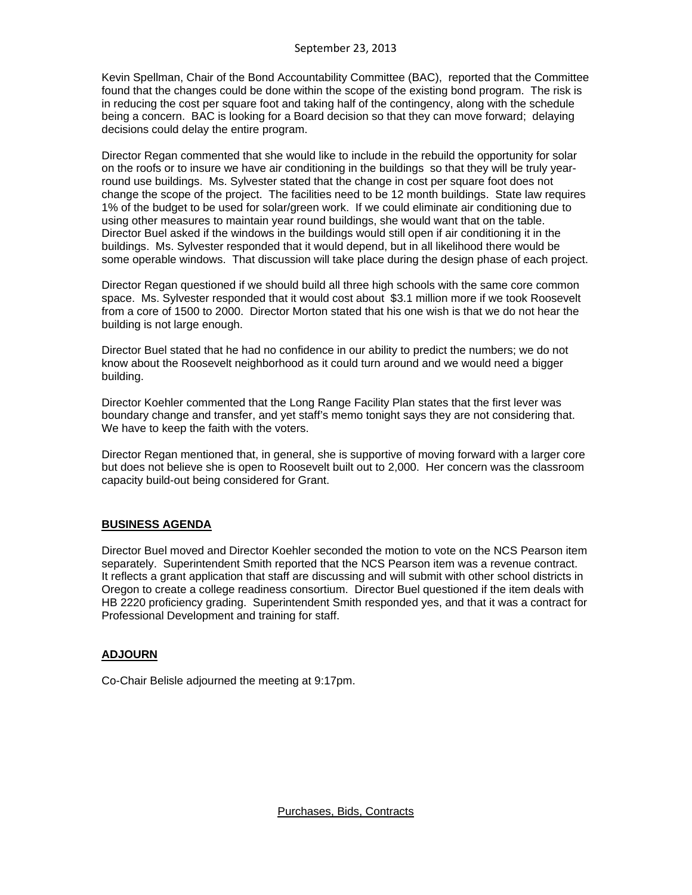Kevin Spellman, Chair of the Bond Accountability Committee (BAC), reported that the Committee found that the changes could be done within the scope of the existing bond program. The risk is in reducing the cost per square foot and taking half of the contingency, along with the schedule being a concern. BAC is looking for a Board decision so that they can move forward; delaying decisions could delay the entire program.

Director Regan commented that she would like to include in the rebuild the opportunity for solar on the roofs or to insure we have air conditioning in the buildings so that they will be truly year-round use buildings. Ms. Sylvester stated that the change in cost per square foot does not change the scope of the project. The facilities need to be 12 month buildings. State law requires 1% of the budget to be used for solar/green work. If we could eliminate air conditioning due to using other measures to maintain year round buildings, she would want that on the table. Director Buel asked if the windows in the buildings would still open if air conditioning it in the buildings. Ms. Sylvester responded that it would depend, but in all likelihood there would be some operable windows. That discussion will take place during the design phase of each project.

Director Regan questioned if we should build all three high schools with the same core common space. Ms. Sylvester responded that it would cost about $3.1 million more if we took Roosevelt from a core of 1500 to 2000. Director Morton stated that his one wish is that we do not hear the building is not large enough.

Director Buel stated that he had no confidence in our ability to predict the numbers; we do not know about the Roosevelt neighborhood as it could turn around and we would need a bigger building.

Director Koehler commented that the Long Range Facility Plan states that the first lever was boundary change and transfer, and yet staff's memo tonight says they are not considering that. We have to keep the faith with the voters.

Director Regan mentioned that, in general, she is supportive of moving forward with a larger core but does not believe she is open to Roosevelt built out to 2,000. Her concern was the classroom capacity build-out being considered for Grant.

## BUSINESS AGENDA

Director Buel moved and Director Koehler seconded the motion to vote on the NCS Pearson item separately. Superintendent Smith reported that the NCS Pearson item was a revenue contract. It reflects a grant application that staff are discussing and will submit with other school districts in Oregon to create a college readiness consortium. Director Buel questioned if the item deals with HB 2220 proficiency grading. Superintendent Smith responded yes, and that it was a contract for Professional Development and training for staff.

## ADJOURN

Co-Chair Belisle adjourned the meeting at 9:17pm.

Purchases, Bids, Contracts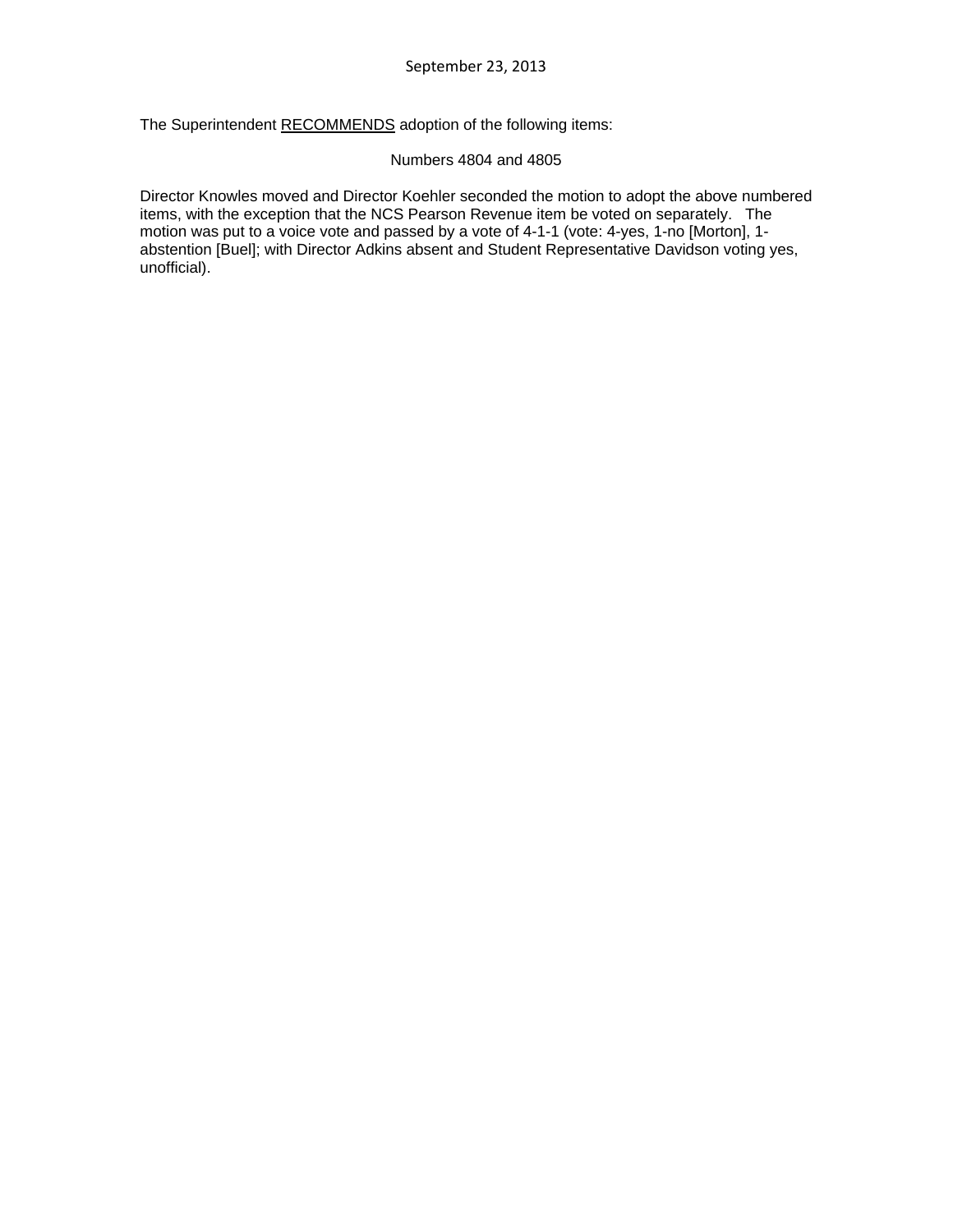September 23, 2013

The Superintendent <u>RECOMMENDS</u> adoption of the following items:

Numbers 4804 and 4805

Director Knowles moved and Director Koehler seconded the motion to adopt the above numbered items, with the exception that the NCS Pearson Revenue item be voted on separately. The motion was put to a voice vote and passed by a vote of 4-1-1 (vote: 4-yes, 1-no [Morton], 1-abstention [Buel]; with Director Adkins absent and Student Representative Davidson voting yes, unofficial).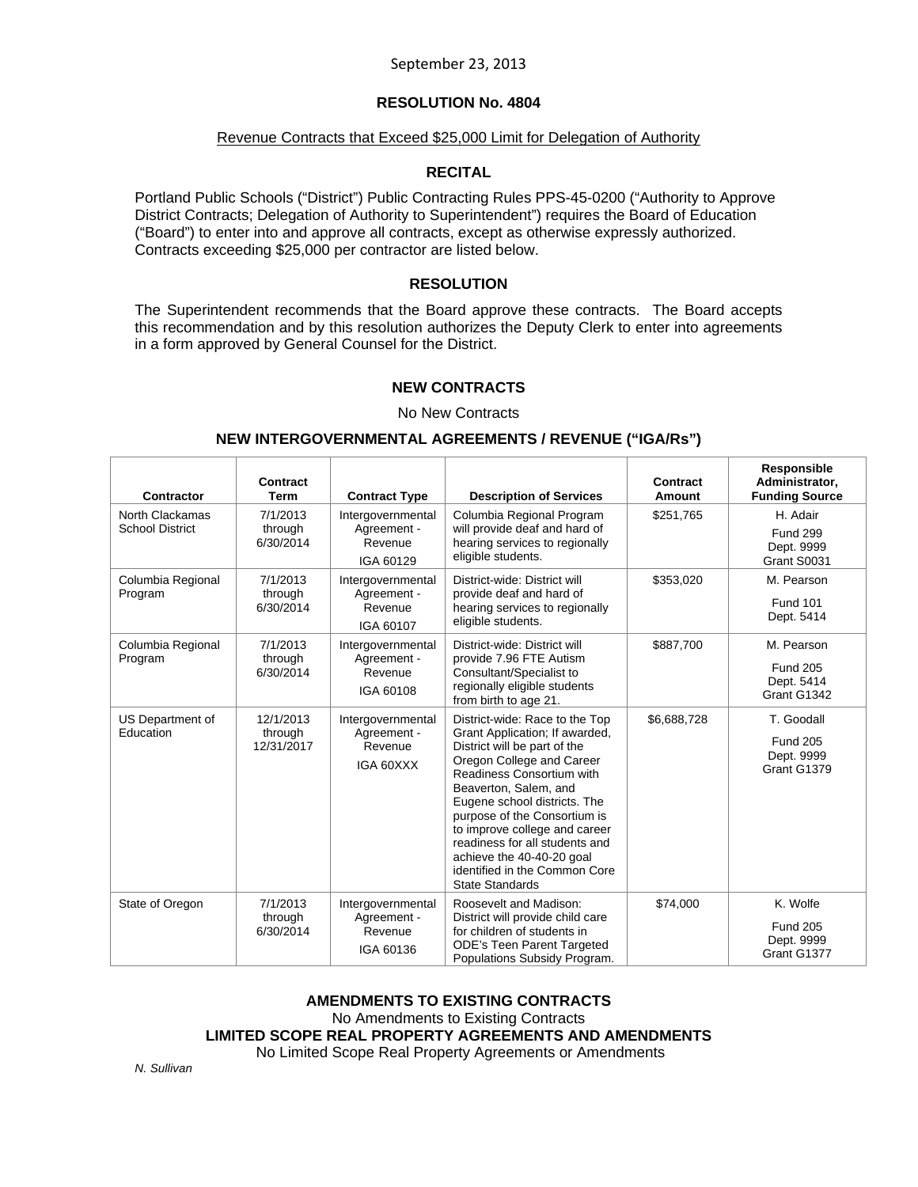September 23, 2013

## RESOLUTION No. 4804

Revenue Contracts that Exceed $25,000 Limit for Delegation of Authority

### RECITAL

Portland Public Schools ("District") Public Contracting Rules PPS-45-0200 ("Authority to Approve District Contracts; Delegation of Authority to Superintendent") requires the Board of Education ("Board") to enter into and approve all contracts, except as otherwise expressly authorized. Contracts exceeding $25,000 per contractor are listed below.

### RESOLUTION

The Superintendent recommends that the Board approve these contracts. The Board accepts this recommendation and by this resolution authorizes the Deputy Clerk to enter into agreements in a form approved by General Counsel for the District.

### NEW CONTRACTS

No New Contracts

### NEW INTERGOVERNMENTAL AGREEMENTS / REVENUE ("IGA/Rs")

| Contractor | Contract Term | Contract Type | Description of Services | Contract Amount | Responsible Administrator, Funding Source |
|---|---|---|---|---|---|
| North Clackamas School District | 7/1/2013 through 6/30/2014 | Intergovernmental Agreement - Revenue IGA 60129 | Columbia Regional Program will provide deaf and hard of hearing services to regionally eligible students. | $251,765 | H. Adair Fund 299 Dept. 9999 Grant S0031 |
| Columbia Regional Program | 7/1/2013 through 6/30/2014 | Intergovernmental Agreement - Revenue IGA 60107 | District-wide: District will provide deaf and hard of hearing services to regionally eligible students. | $353,020 | M. Pearson Fund 101 Dept. 5414 |
| Columbia Regional Program | 7/1/2013 through 6/30/2014 | Intergovernmental Agreement - Revenue IGA 60108 | District-wide: District will provide 7.96 FTE Autism Consultant/Specialist to regionally eligible students from birth to age 21. | $887,700 | M. Pearson Fund 205 Dept. 5414 Grant G1342 |
| US Department of Education | 12/1/2013 through 12/31/2017 | Intergovernmental Agreement - Revenue IGA 60XXX | District-wide: Race to the Top Grant Application; If awarded, District will be part of the Oregon College and Career Readiness Consortium with Beaverton, Salem, and Eugene school districts. The purpose of the Consortium is to improve college and career readiness for all students and achieve the 40-40-20 goal identified in the Common Core State Standards | $6,688,728 | T. Goodall Fund 205 Dept. 9999 Grant G1379 |
| State of Oregon | 7/1/2013 through 6/30/2014 | Intergovernmental Agreement - Revenue IGA 60136 | Roosevelt and Madison: District will provide child care for children of students in ODE's Teen Parent Targeted Populations Subsidy Program. | $74,000 | K. Wolfe Fund 205 Dept. 9999 Grant G1377 |

### AMENDMENTS TO EXISTING CONTRACTS

No Amendments to Existing Contracts

### LIMITED SCOPE REAL PROPERTY AGREEMENTS AND AMENDMENTS

No Limited Scope Real Property Agreements or Amendments

*N. Sullivan*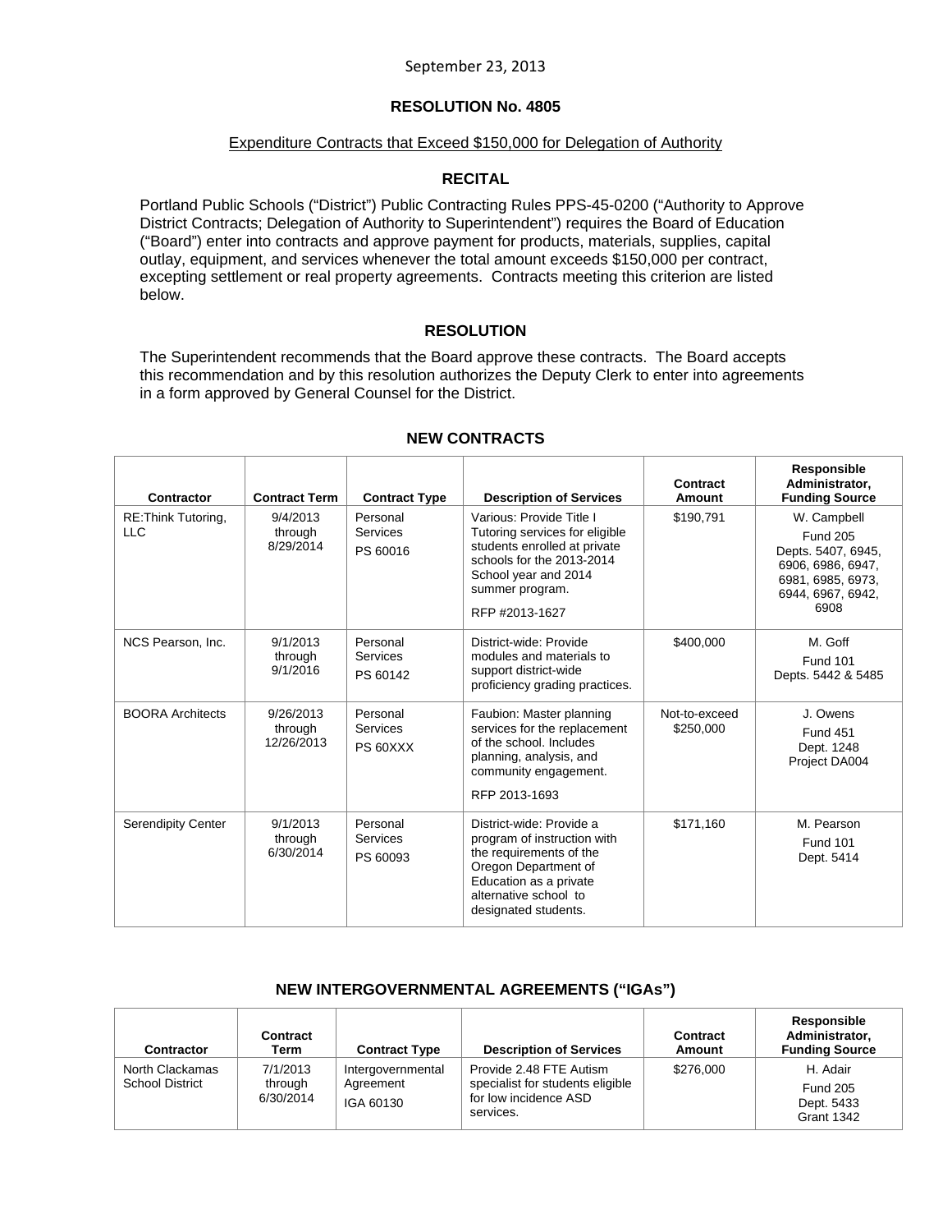September 23, 2013

## RESOLUTION No. 4805

Expenditure Contracts that Exceed $150,000 for Delegation of Authority

### RECITAL

Portland Public Schools ("District") Public Contracting Rules PPS-45-0200 ("Authority to Approve District Contracts; Delegation of Authority to Superintendent") requires the Board of Education ("Board") enter into contracts and approve payment for products, materials, supplies, capital outlay, equipment, and services whenever the total amount exceeds $150,000 per contract, excepting settlement or real property agreements. Contracts meeting this criterion are listed below.

### RESOLUTION

The Superintendent recommends that the Board approve these contracts. The Board accepts this recommendation and by this resolution authorizes the Deputy Clerk to enter into agreements in a form approved by General Counsel for the District.

### NEW CONTRACTS

| Contractor | Contract Term | Contract Type | Description of Services | Contract Amount | Responsible Administrator, Funding Source |
|---|---|---|---|---|---|
| RE:Think Tutoring, LLC | 9/4/2013 through 8/29/2014 | Personal Services PS 60016 | Various: Provide Title I Tutoring services for eligible students enrolled at private schools for the 2013-2014 School year and 2014 summer program. RFP #2013-1627 | $190,791 | W. Campbell Fund 205 Depts. 5407, 6945, 6906, 6986, 6947, 6981, 6985, 6973, 6944, 6967, 6942, 6908 |
| NCS Pearson, Inc. | 9/1/2013 through 9/1/2016 | Personal Services PS 60142 | District-wide: Provide modules and materials to support district-wide proficiency grading practices. | $400,000 | M. Goff Fund 101 Depts. 5442 & 5485 |
| BOORA Architects | 9/26/2013 through 12/26/2013 | Personal Services PS 60XXX | Faubion: Master planning services for the replacement of the school. Includes planning, analysis, and community engagement. RFP 2013-1693 | Not-to-exceed $250,000 | J. Owens Fund 451 Dept. 1248 Project DA004 |
| Serendipity Center | 9/1/2013 through 6/30/2014 | Personal Services PS 60093 | District-wide: Provide a program of instruction with the requirements of the Oregon Department of Education as a private alternative school to designated students. | $171,160 | M. Pearson Fund 101 Dept. 5414 |

### NEW INTERGOVERNMENTAL AGREEMENTS ("IGAs")

| Contractor | Contract Term | Contract Type | Description of Services | Contract Amount | Responsible Administrator, Funding Source |
|---|---|---|---|---|---|
| North Clackamas School District | 7/1/2013 through 6/30/2014 | Intergovernmental Agreement IGA 60130 | Provide 2.48 FTE Autism specialist for students eligible for low incidence ASD services. | $276,000 | H. Adair Fund 205 Dept. 5433 Grant 1342 |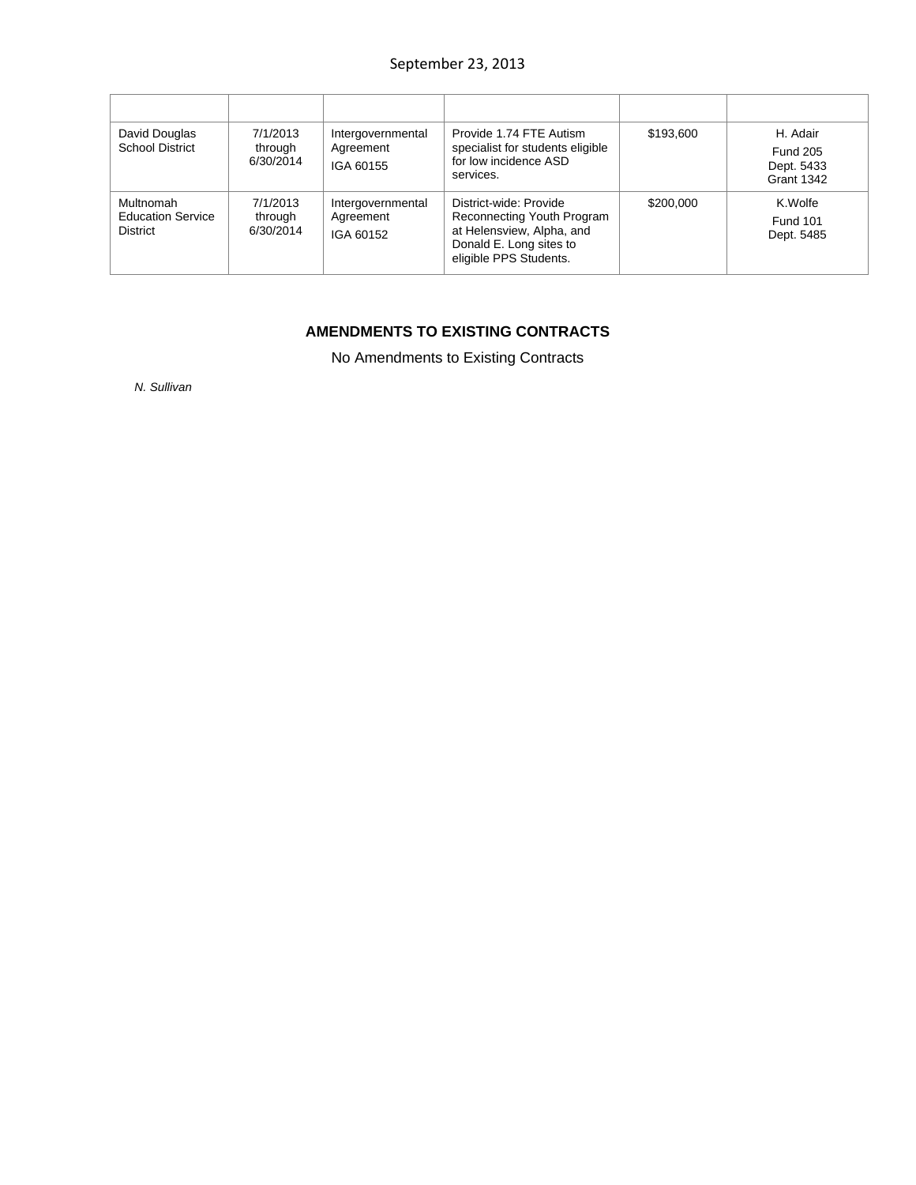| | | | | | |
|---|---|---|---|---|---|
| David Douglas School District | 7/1/2013 through 6/30/2014 | Intergovernmental Agreement IGA 60155 | Provide 1.74 FTE Autism specialist for students eligible for low incidence ASD services. | $193,600 | H. Adair Fund 205 Dept. 5433 Grant 1342 |
| Multnomah Education Service District | 7/1/2013 through 6/30/2014 | Intergovernmental Agreement IGA 60152 | District-wide: Provide Reconnecting Youth Program at Helensview, Alpha, and Donald E. Long sites to eligible PPS Students. | $200,000 | K.Wolfe Fund 101 Dept. 5485 |

## AMENDMENTS TO EXISTING CONTRACTS

No Amendments to Existing Contracts

*N. Sullivan*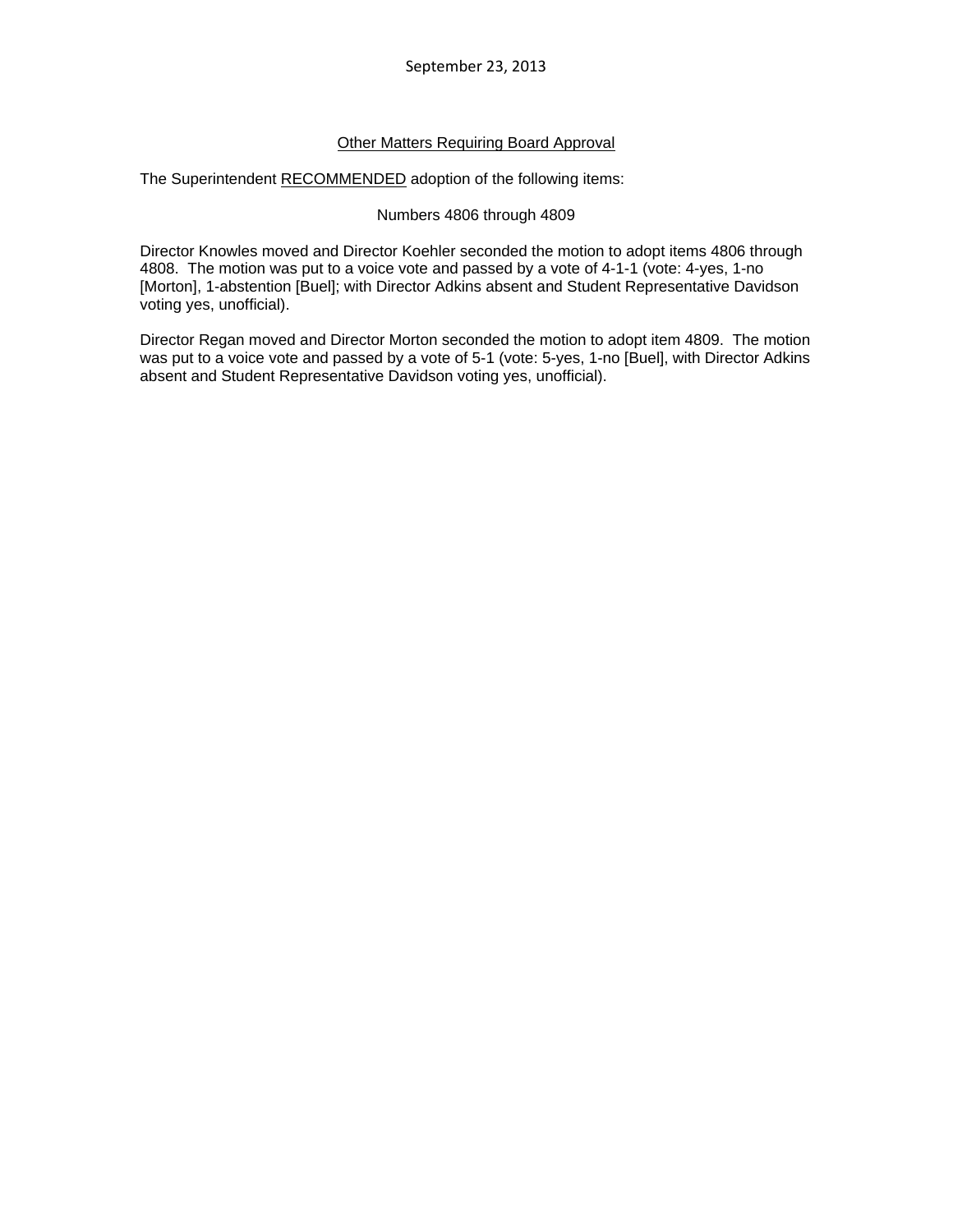September 23, 2013

Other Matters Requiring Board Approval

The Superintendent RECOMMENDED adoption of the following items:

Numbers 4806 through 4809

Director Knowles moved and Director Koehler seconded the motion to adopt items 4806 through 4808. The motion was put to a voice vote and passed by a vote of 4-1-1 (vote: 4-yes, 1-no [Morton], 1-abstention [Buel]; with Director Adkins absent and Student Representative Davidson voting yes, unofficial).

Director Regan moved and Director Morton seconded the motion to adopt item 4809. The motion was put to a voice vote and passed by a vote of 5-1 (vote: 5-yes, 1-no [Buel], with Director Adkins absent and Student Representative Davidson voting yes, unofficial).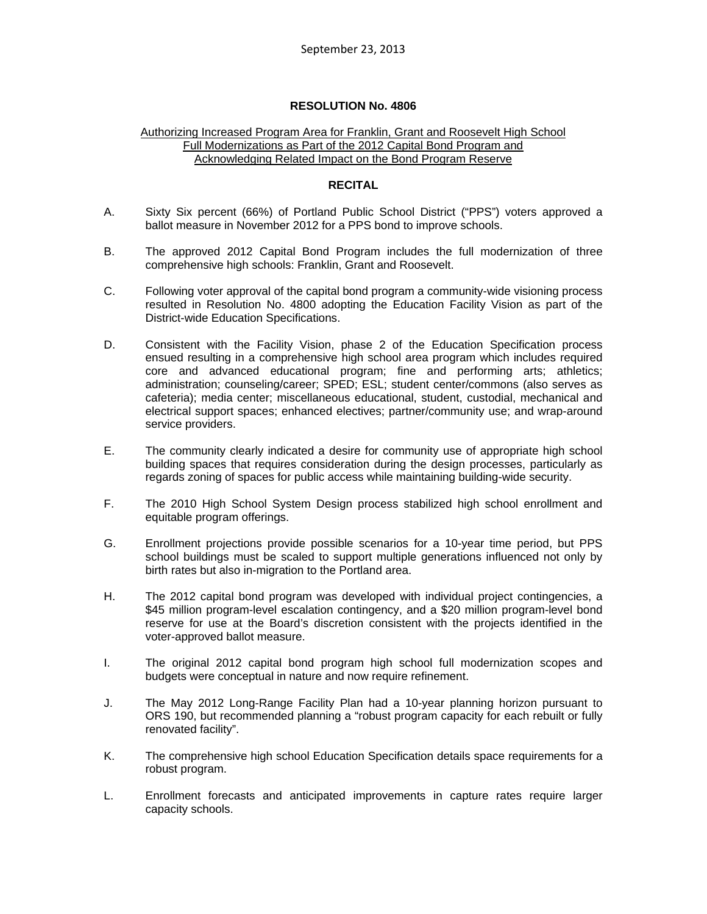September 23, 2013

**RESOLUTION No. 4806**

Authorizing Increased Program Area for Franklin, Grant and Roosevelt High School Full Modernizations as Part of the 2012 Capital Bond Program and Acknowledging Related Impact on the Bond Program Reserve

**RECITAL**

A. Sixty Six percent (66%) of Portland Public School District ("PPS") voters approved a ballot measure in November 2012 for a PPS bond to improve schools.

B. The approved 2012 Capital Bond Program includes the full modernization of three comprehensive high schools: Franklin, Grant and Roosevelt.

C. Following voter approval of the capital bond program a community-wide visioning process resulted in Resolution No. 4800 adopting the Education Facility Vision as part of the District-wide Education Specifications.

D. Consistent with the Facility Vision, phase 2 of the Education Specification process ensued resulting in a comprehensive high school area program which includes required core and advanced educational program; fine and performing arts; athletics; administration; counseling/career; SPED; ESL; student center/commons (also serves as cafeteria); media center; miscellaneous educational, student, custodial, mechanical and electrical support spaces; enhanced electives; partner/community use; and wrap-around service providers.

E. The community clearly indicated a desire for community use of appropriate high school building spaces that requires consideration during the design processes, particularly as regards zoning of spaces for public access while maintaining building-wide security.

F. The 2010 High School System Design process stabilized high school enrollment and equitable program offerings.

G. Enrollment projections provide possible scenarios for a 10-year time period, but PPS school buildings must be scaled to support multiple generations influenced not only by birth rates but also in-migration to the Portland area.

H. The 2012 capital bond program was developed with individual project contingencies, a $45 million program-level escalation contingency, and a $20 million program-level bond reserve for use at the Board's discretion consistent with the projects identified in the voter-approved ballot measure.

I. The original 2012 capital bond program high school full modernization scopes and budgets were conceptual in nature and now require refinement.

J. The May 2012 Long-Range Facility Plan had a 10-year planning horizon pursuant to ORS 190, but recommended planning a "robust program capacity for each rebuilt or fully renovated facility".

K. The comprehensive high school Education Specification details space requirements for a robust program.

L. Enrollment forecasts and anticipated improvements in capture rates require larger capacity schools.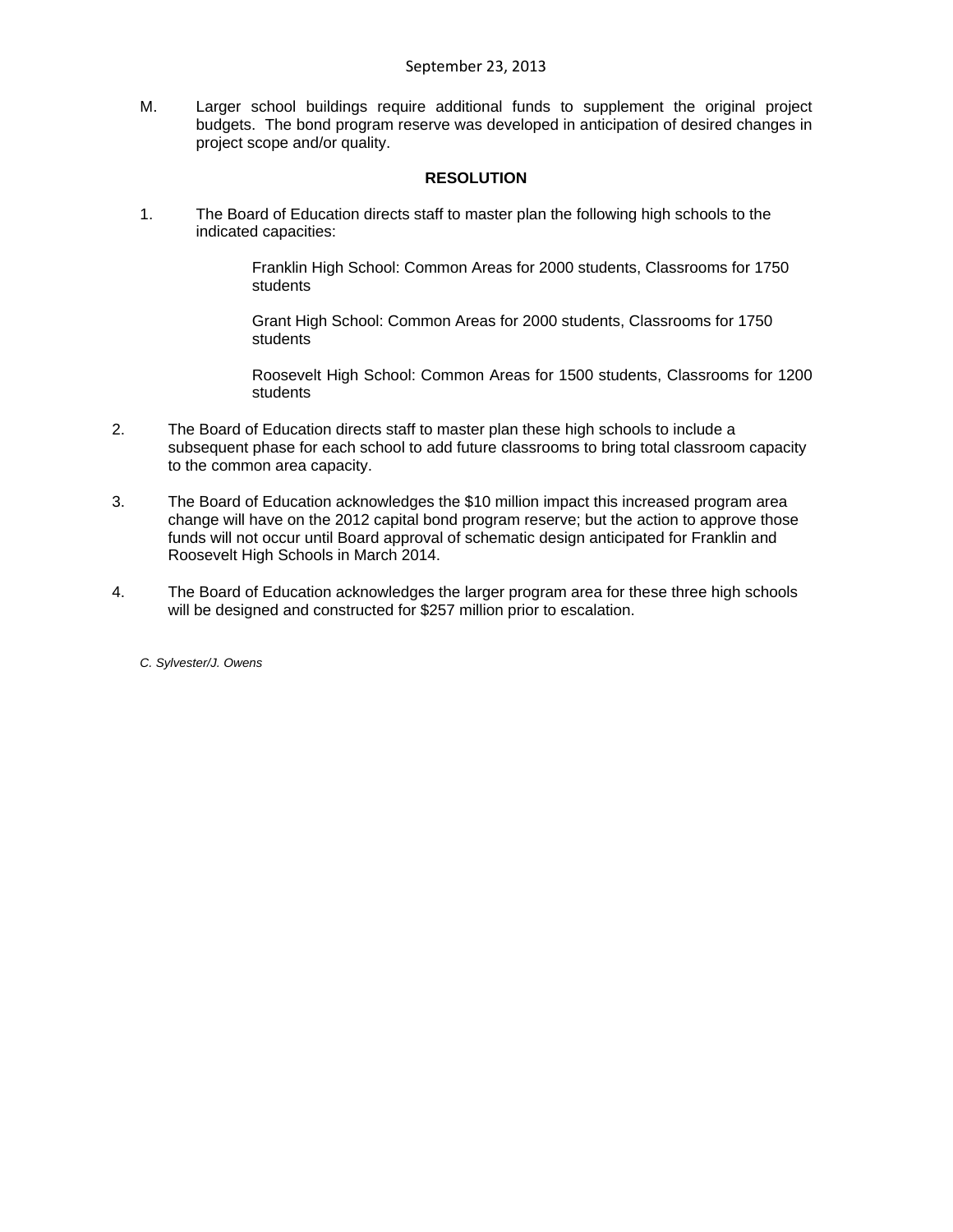M. Larger school buildings require additional funds to supplement the original project budgets. The bond program reserve was developed in anticipation of desired changes in project scope and/or quality.

## RESOLUTION

1. The Board of Education directs staff to master plan the following high schools to the indicated capacities:

   Franklin High School: Common Areas for 2000 students, Classrooms for 1750 students

   Grant High School: Common Areas for 2000 students, Classrooms for 1750 students

   Roosevelt High School: Common Areas for 1500 students, Classrooms for 1200 students

2. The Board of Education directs staff to master plan these high schools to include a subsequent phase for each school to add future classrooms to bring total classroom capacity to the common area capacity.

3. The Board of Education acknowledges the $10 million impact this increased program area change will have on the 2012 capital bond program reserve; but the action to approve those funds will not occur until Board approval of schematic design anticipated for Franklin and Roosevelt High Schools in March 2014.

4. The Board of Education acknowledges the larger program area for these three high schools will be designed and constructed for $257 million prior to escalation.

*C. Sylvester/J. Owens*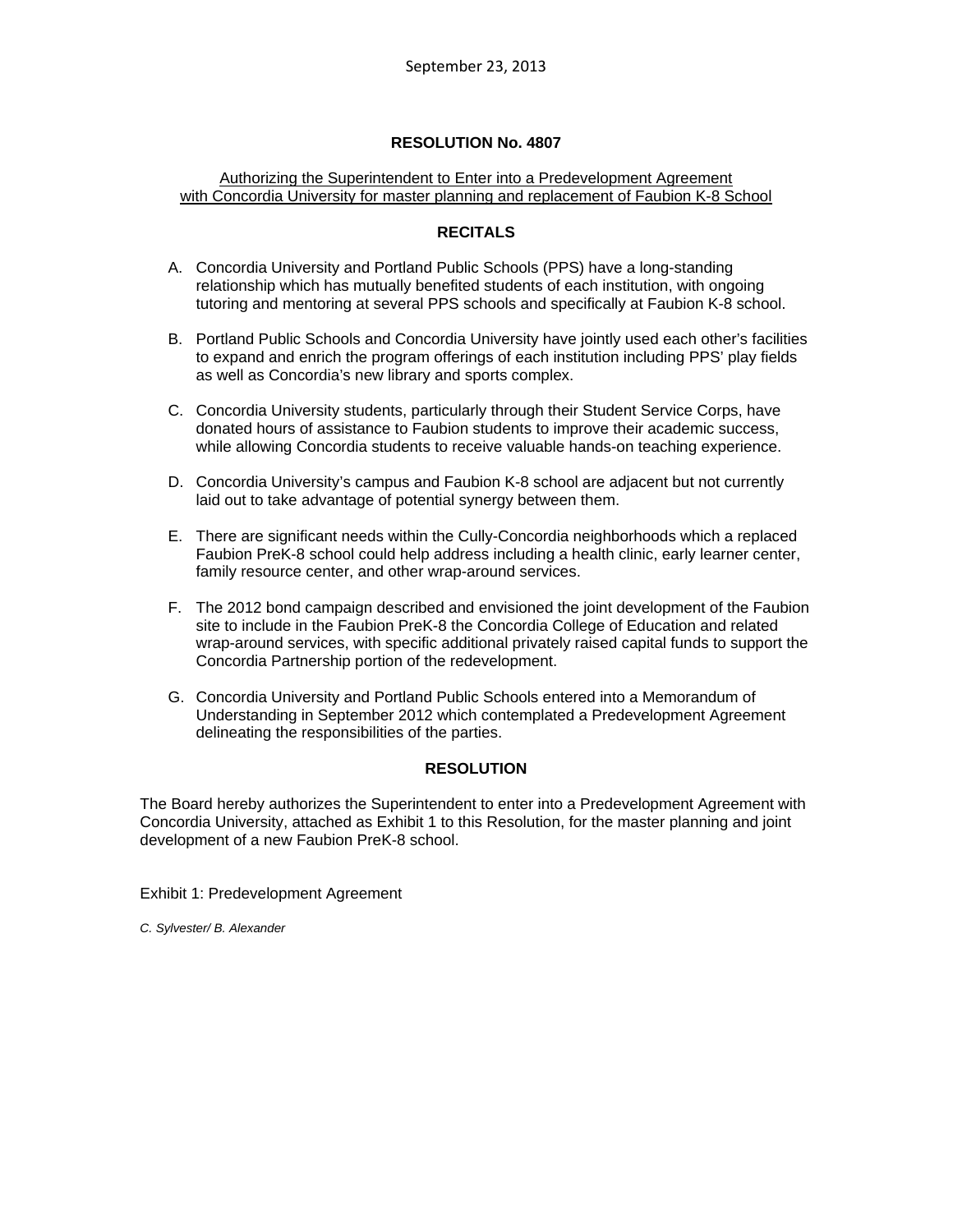September 23, 2013

## RESOLUTION No. 4807

Authorizing the Superintendent to Enter into a Predevelopment Agreement with Concordia University for master planning and replacement of Faubion K-8 School

### RECITALS

A. Concordia University and Portland Public Schools (PPS) have a long-standing relationship which has mutually benefited students of each institution, with ongoing tutoring and mentoring at several PPS schools and specifically at Faubion K-8 school.

B. Portland Public Schools and Concordia University have jointly used each other's facilities to expand and enrich the program offerings of each institution including PPS' play fields as well as Concordia's new library and sports complex.

C. Concordia University students, particularly through their Student Service Corps, have donated hours of assistance to Faubion students to improve their academic success, while allowing Concordia students to receive valuable hands-on teaching experience.

D. Concordia University's campus and Faubion K-8 school are adjacent but not currently laid out to take advantage of potential synergy between them.

E. There are significant needs within the Cully-Concordia neighborhoods which a replaced Faubion PreK-8 school could help address including a health clinic, early learner center, family resource center, and other wrap-around services.

F. The 2012 bond campaign described and envisioned the joint development of the Faubion site to include in the Faubion PreK-8 the Concordia College of Education and related wrap-around services, with specific additional privately raised capital funds to support the Concordia Partnership portion of the redevelopment.

G. Concordia University and Portland Public Schools entered into a Memorandum of Understanding in September 2012 which contemplated a Predevelopment Agreement delineating the responsibilities of the parties.

### RESOLUTION

The Board hereby authorizes the Superintendent to enter into a Predevelopment Agreement with Concordia University, attached as Exhibit 1 to this Resolution, for the master planning and joint development of a new Faubion PreK-8 school.

Exhibit 1: Predevelopment Agreement

*C. Sylvester/ B. Alexander*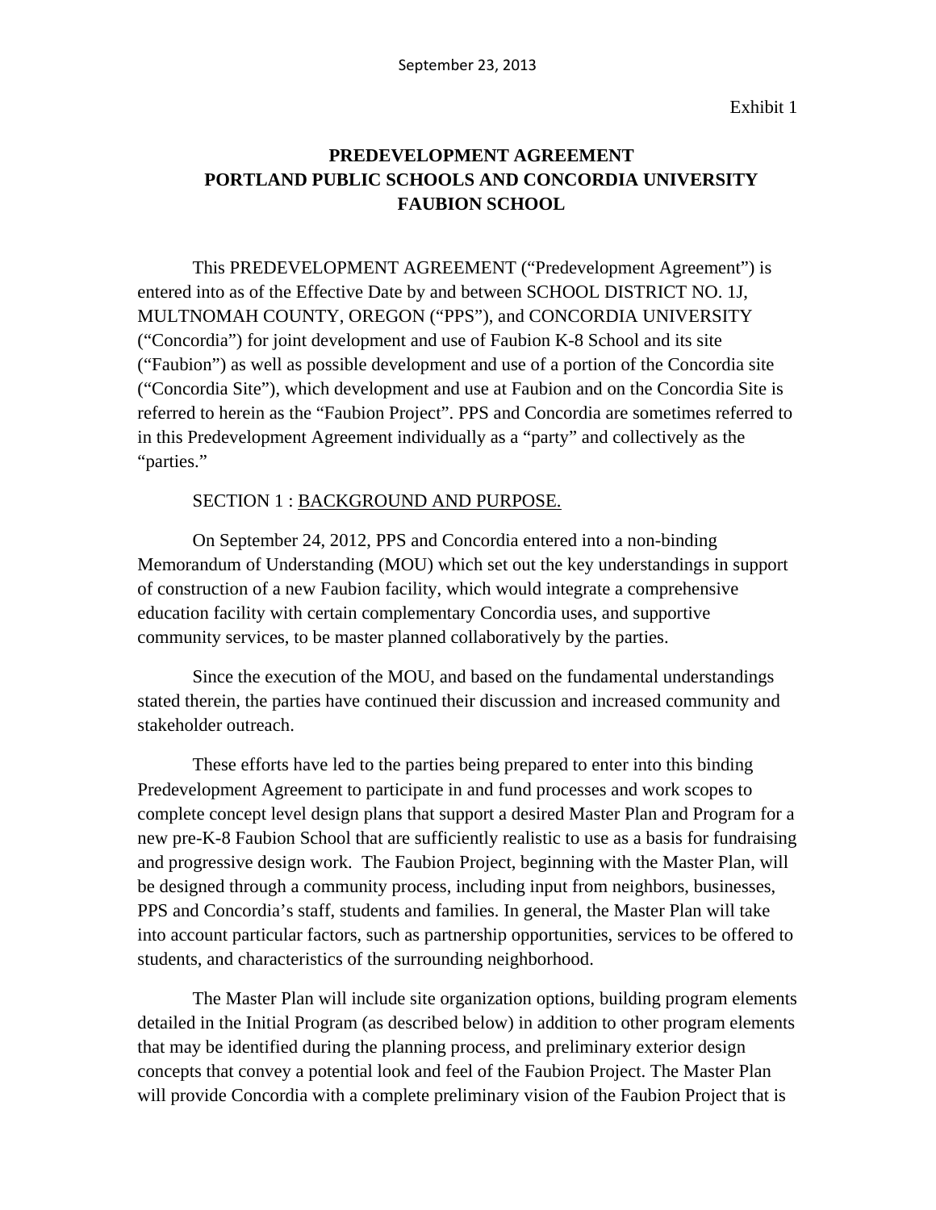September 23, 2013

Exhibit 1

**PREDEVELOPMENT AGREEMENT**
**PORTLAND PUBLIC SCHOOLS AND CONCORDIA UNIVERSITY**
**FAUBION SCHOOL**

This PREDEVELOPMENT AGREEMENT ("Predevelopment Agreement") is entered into as of the Effective Date by and between SCHOOL DISTRICT NO. 1J, MULTNOMAH COUNTY, OREGON ("PPS"), and CONCORDIA UNIVERSITY ("Concordia") for joint development and use of Faubion K-8 School and its site ("Faubion") as well as possible development and use of a portion of the Concordia site ("Concordia Site"), which development and use at Faubion and on the Concordia Site is referred to herein as the "Faubion Project". PPS and Concordia are sometimes referred to in this Predevelopment Agreement individually as a "party" and collectively as the "parties."

SECTION 1 : BACKGROUND AND PURPOSE.

On September 24, 2012, PPS and Concordia entered into a non-binding Memorandum of Understanding (MOU) which set out the key understandings in support of construction of a new Faubion facility, which would integrate a comprehensive education facility with certain complementary Concordia uses, and supportive community services, to be master planned collaboratively by the parties.

Since the execution of the MOU, and based on the fundamental understandings stated therein, the parties have continued their discussion and increased community and stakeholder outreach.

These efforts have led to the parties being prepared to enter into this binding Predevelopment Agreement to participate in and fund processes and work scopes to complete concept level design plans that support a desired Master Plan and Program for a new pre-K-8 Faubion School that are sufficiently realistic to use as a basis for fundraising and progressive design work. The Faubion Project, beginning with the Master Plan, will be designed through a community process, including input from neighbors, businesses, PPS and Concordia's staff, students and families. In general, the Master Plan will take into account particular factors, such as partnership opportunities, services to be offered to students, and characteristics of the surrounding neighborhood.

The Master Plan will include site organization options, building program elements detailed in the Initial Program (as described below) in addition to other program elements that may be identified during the planning process, and preliminary exterior design concepts that convey a potential look and feel of the Faubion Project. The Master Plan will provide Concordia with a complete preliminary vision of the Faubion Project that is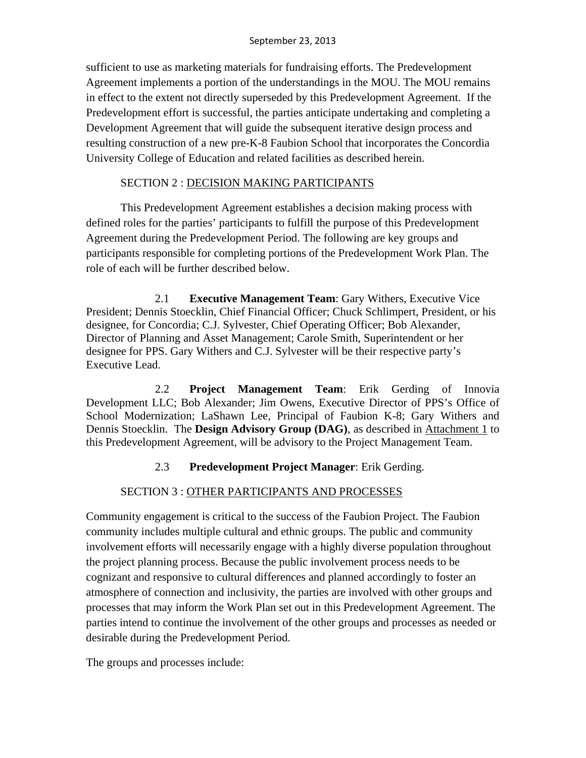sufficient to use as marketing materials for fundraising efforts. The Predevelopment Agreement implements a portion of the understandings in the MOU. The MOU remains in effect to the extent not directly superseded by this Predevelopment Agreement. If the Predevelopment effort is successful, the parties anticipate undertaking and completing a Development Agreement that will guide the subsequent iterative design process and resulting construction of a new pre-K-8 Faubion School that incorporates the Concordia University College of Education and related facilities as described herein.

SECTION 2 : DECISION MAKING PARTICIPANTS

This Predevelopment Agreement establishes a decision making process with defined roles for the parties' participants to fulfill the purpose of this Predevelopment Agreement during the Predevelopment Period. The following are key groups and participants responsible for completing portions of the Predevelopment Work Plan. The role of each will be further described below.

2.1 **Executive Management Team**: Gary Withers, Executive Vice President; Dennis Stoecklin, Chief Financial Officer; Chuck Schlimpert, President, or his designee, for Concordia; C.J. Sylvester, Chief Operating Officer; Bob Alexander, Director of Planning and Asset Management; Carole Smith, Superintendent or her designee for PPS. Gary Withers and C.J. Sylvester will be their respective party's Executive Lead.

2.2 **Project Management Team**: Erik Gerding of Innovia Development LLC; Bob Alexander; Jim Owens, Executive Director of PPS's Office of School Modernization; LaShawn Lee, Principal of Faubion K-8; Gary Withers and Dennis Stoecklin. The **Design Advisory Group (DAG)**, as described in Attachment 1 to this Predevelopment Agreement, will be advisory to the Project Management Team.

2.3 **Predevelopment Project Manager**: Erik Gerding.

SECTION 3 : OTHER PARTICIPANTS AND PROCESSES

Community engagement is critical to the success of the Faubion Project. The Faubion community includes multiple cultural and ethnic groups. The public and community involvement efforts will necessarily engage with a highly diverse population throughout the project planning process. Because the public involvement process needs to be cognizant and responsive to cultural differences and planned accordingly to foster an atmosphere of connection and inclusivity, the parties are involved with other groups and processes that may inform the Work Plan set out in this Predevelopment Agreement. The parties intend to continue the involvement of the other groups and processes as needed or desirable during the Predevelopment Period.

The groups and processes include: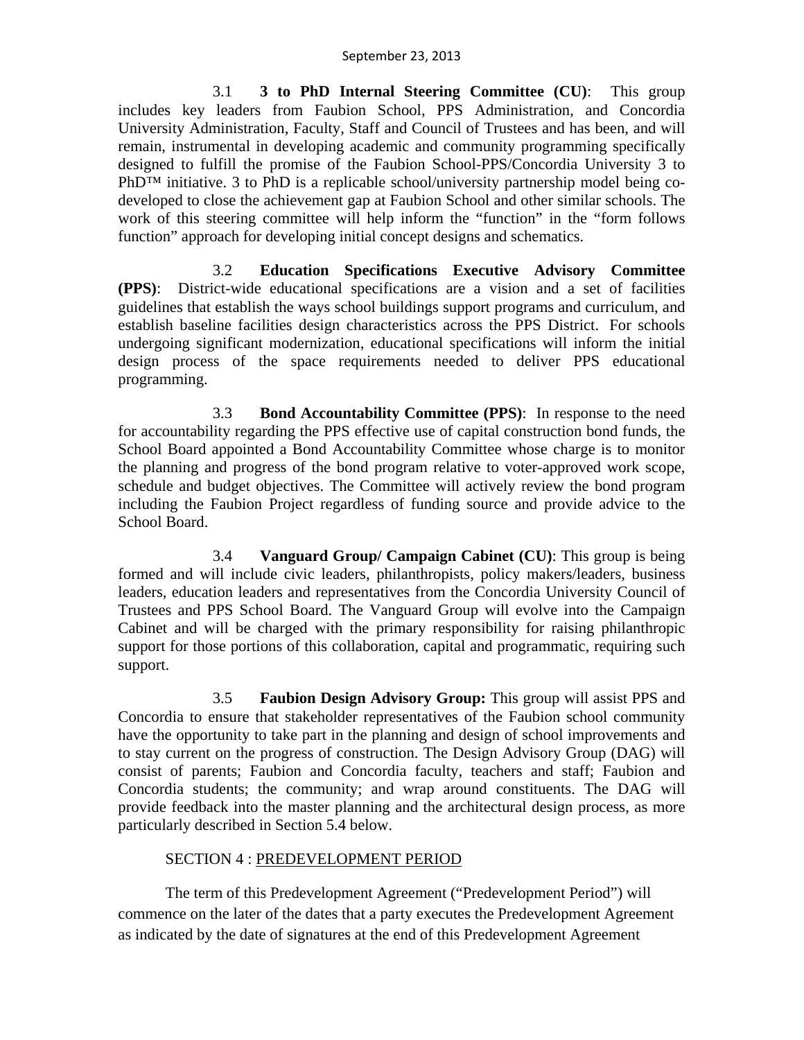3.1 **3 to PhD Internal Steering Committee (CU)**: This group includes key leaders from Faubion School, PPS Administration, and Concordia University Administration, Faculty, Staff and Council of Trustees and has been, and will remain, instrumental in developing academic and community programming specifically designed to fulfill the promise of the Faubion School-PPS/Concordia University 3 to PhD™ initiative. 3 to PhD is a replicable school/university partnership model being co-developed to close the achievement gap at Faubion School and other similar schools. The work of this steering committee will help inform the "function" in the "form follows function" approach for developing initial concept designs and schematics.

3.2 **Education Specifications Executive Advisory Committee (PPS)**: District-wide educational specifications are a vision and a set of facilities guidelines that establish the ways school buildings support programs and curriculum, and establish baseline facilities design characteristics across the PPS District. For schools undergoing significant modernization, educational specifications will inform the initial design process of the space requirements needed to deliver PPS educational programming.

3.3 **Bond Accountability Committee (PPS)**: In response to the need for accountability regarding the PPS effective use of capital construction bond funds, the School Board appointed a Bond Accountability Committee whose charge is to monitor the planning and progress of the bond program relative to voter-approved work scope, schedule and budget objectives. The Committee will actively review the bond program including the Faubion Project regardless of funding source and provide advice to the School Board.

3.4 **Vanguard Group/ Campaign Cabinet (CU)**: This group is being formed and will include civic leaders, philanthropists, policy makers/leaders, business leaders, education leaders and representatives from the Concordia University Council of Trustees and PPS School Board. The Vanguard Group will evolve into the Campaign Cabinet and will be charged with the primary responsibility for raising philanthropic support for those portions of this collaboration, capital and programmatic, requiring such support.

3.5 **Faubion Design Advisory Group:** This group will assist PPS and Concordia to ensure that stakeholder representatives of the Faubion school community have the opportunity to take part in the planning and design of school improvements and to stay current on the progress of construction. The Design Advisory Group (DAG) will consist of parents; Faubion and Concordia faculty, teachers and staff; Faubion and Concordia students; the community; and wrap around constituents. The DAG will provide feedback into the master planning and the architectural design process, as more particularly described in Section 5.4 below.

SECTION 4 : PREDEVELOPMENT PERIOD

The term of this Predevelopment Agreement ("Predevelopment Period") will commence on the later of the dates that a party executes the Predevelopment Agreement as indicated by the date of signatures at the end of this Predevelopment Agreement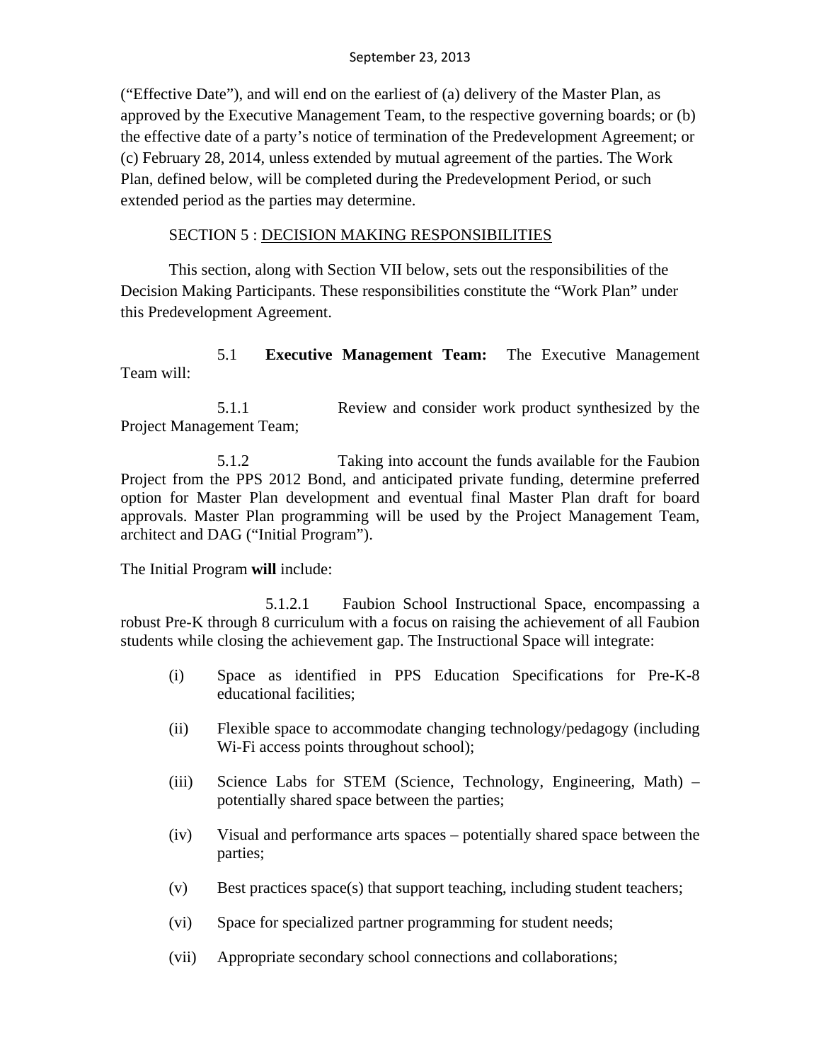(“Effective Date”), and will end on the earliest of (a) delivery of the Master Plan, as approved by the Executive Management Team, to the respective governing boards; or (b) the effective date of a party’s notice of termination of the Predevelopment Agreement; or (c) February 28, 2014, unless extended by mutual agreement of the parties. The Work Plan, defined below, will be completed during the Predevelopment Period, or such extended period as the parties may determine.

SECTION 5 : DECISION MAKING RESPONSIBILITIES

This section, along with Section VII below, sets out the responsibilities of the Decision Making Participants. These responsibilities constitute the “Work Plan” under this Predevelopment Agreement.

5.1 **Executive Management Team:** The Executive Management Team will:

5.1.1 Review and consider work product synthesized by the Project Management Team;

5.1.2 Taking into account the funds available for the Faubion Project from the PPS 2012 Bond, and anticipated private funding, determine preferred option for Master Plan development and eventual final Master Plan draft for board approvals. Master Plan programming will be used by the Project Management Team, architect and DAG (“Initial Program”).

The Initial Program **will** include:

5.1.2.1 Faubion School Instructional Space, encompassing a robust Pre-K through 8 curriculum with a focus on raising the achievement of all Faubion students while closing the achievement gap. The Instructional Space will integrate:

(i) Space as identified in PPS Education Specifications for Pre-K-8 educational facilities;

(ii) Flexible space to accommodate changing technology/pedagogy (including Wi-Fi access points throughout school);

(iii) Science Labs for STEM (Science, Technology, Engineering, Math) – potentially shared space between the parties;

(iv) Visual and performance arts spaces – potentially shared space between the parties;

(v) Best practices space(s) that support teaching, including student teachers;

(vi) Space for specialized partner programming for student needs;

(vii) Appropriate secondary school connections and collaborations;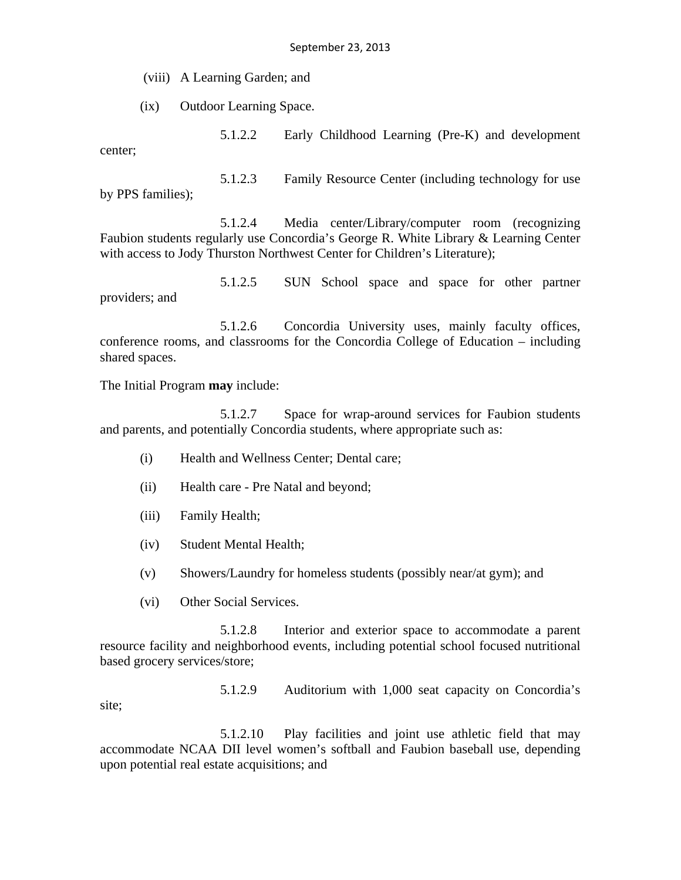(viii) A Learning Garden; and

(ix) Outdoor Learning Space.

5.1.2.2 Early Childhood Learning (Pre-K) and development center;

5.1.2.3 Family Resource Center (including technology for use by PPS families);

5.1.2.4 Media center/Library/computer room (recognizing Faubion students regularly use Concordia's George R. White Library & Learning Center with access to Jody Thurston Northwest Center for Children's Literature);

5.1.2.5 SUN School space and space for other partner providers; and

5.1.2.6 Concordia University uses, mainly faculty offices, conference rooms, and classrooms for the Concordia College of Education – including shared spaces.

The Initial Program **may** include:

5.1.2.7 Space for wrap-around services for Faubion students and parents, and potentially Concordia students, where appropriate such as:

(i) Health and Wellness Center; Dental care;

(ii) Health care - Pre Natal and beyond;

(iii) Family Health;

(iv) Student Mental Health;

(v) Showers/Laundry for homeless students (possibly near/at gym); and

(vi) Other Social Services.

5.1.2.8 Interior and exterior space to accommodate a parent resource facility and neighborhood events, including potential school focused nutritional based grocery services/store;

5.1.2.9 Auditorium with 1,000 seat capacity on Concordia's site;

5.1.2.10 Play facilities and joint use athletic field that may accommodate NCAA DII level women's softball and Faubion baseball use, depending upon potential real estate acquisitions; and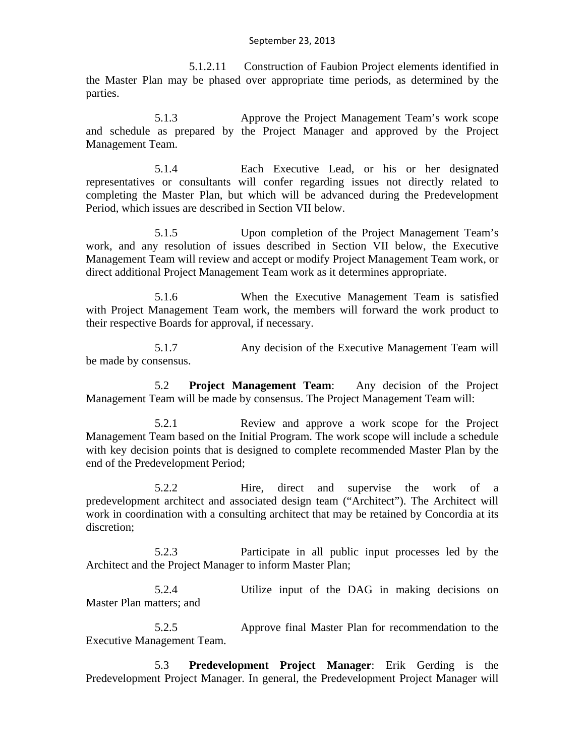5.1.2.11 Construction of Faubion Project elements identified in the Master Plan may be phased over appropriate time periods, as determined by the parties.

5.1.3 Approve the Project Management Team's work scope and schedule as prepared by the Project Manager and approved by the Project Management Team.

5.1.4 Each Executive Lead, or his or her designated representatives or consultants will confer regarding issues not directly related to completing the Master Plan, but which will be advanced during the Predevelopment Period, which issues are described in Section VII below.

5.1.5 Upon completion of the Project Management Team's work, and any resolution of issues described in Section VII below, the Executive Management Team will review and accept or modify Project Management Team work, or direct additional Project Management Team work as it determines appropriate.

5.1.6 When the Executive Management Team is satisfied with Project Management Team work, the members will forward the work product to their respective Boards for approval, if necessary.

5.1.7 Any decision of the Executive Management Team will be made by consensus.

5.2 **Project Management Team**: Any decision of the Project Management Team will be made by consensus. The Project Management Team will:

5.2.1 Review and approve a work scope for the Project Management Team based on the Initial Program. The work scope will include a schedule with key decision points that is designed to complete recommended Master Plan by the end of the Predevelopment Period;

5.2.2 Hire, direct and supervise the work of a predevelopment architect and associated design team ("Architect"). The Architect will work in coordination with a consulting architect that may be retained by Concordia at its discretion;

5.2.3 Participate in all public input processes led by the Architect and the Project Manager to inform Master Plan;

5.2.4 Utilize input of the DAG in making decisions on Master Plan matters; and

5.2.5 Approve final Master Plan for recommendation to the Executive Management Team.

5.3 **Predevelopment Project Manager**: Erik Gerding is the Predevelopment Project Manager. In general, the Predevelopment Project Manager will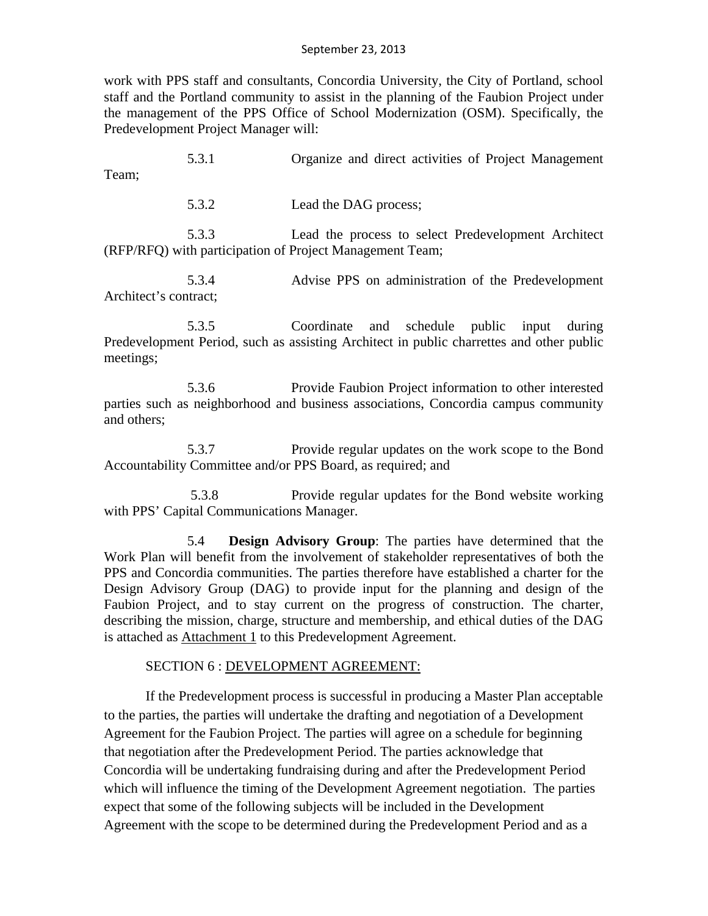work with PPS staff and consultants, Concordia University, the City of Portland, school staff and the Portland community to assist in the planning of the Faubion Project under the management of the PPS Office of School Modernization (OSM). Specifically, the Predevelopment Project Manager will:

5.3.1 Organize and direct activities of Project Management Team;

5.3.2 Lead the DAG process;

5.3.3 Lead the process to select Predevelopment Architect (RFP/RFQ) with participation of Project Management Team;

5.3.4 Advise PPS on administration of the Predevelopment Architect's contract;

5.3.5 Coordinate and schedule public input during Predevelopment Period, such as assisting Architect in public charrettes and other public meetings;

5.3.6 Provide Faubion Project information to other interested parties such as neighborhood and business associations, Concordia campus community and others;

5.3.7 Provide regular updates on the work scope to the Bond Accountability Committee and/or PPS Board, as required; and

5.3.8 Provide regular updates for the Bond website working with PPS' Capital Communications Manager.

5.4 **Design Advisory Group**: The parties have determined that the Work Plan will benefit from the involvement of stakeholder representatives of both the PPS and Concordia communities. The parties therefore have established a charter for the Design Advisory Group (DAG) to provide input for the planning and design of the Faubion Project, and to stay current on the progress of construction. The charter, describing the mission, charge, structure and membership, and ethical duties of the DAG is attached as Attachment 1 to this Predevelopment Agreement.

SECTION 6 : DEVELOPMENT AGREEMENT:

If the Predevelopment process is successful in producing a Master Plan acceptable to the parties, the parties will undertake the drafting and negotiation of a Development Agreement for the Faubion Project. The parties will agree on a schedule for beginning that negotiation after the Predevelopment Period. The parties acknowledge that Concordia will be undertaking fundraising during and after the Predevelopment Period which will influence the timing of the Development Agreement negotiation. The parties expect that some of the following subjects will be included in the Development Agreement with the scope to be determined during the Predevelopment Period and as a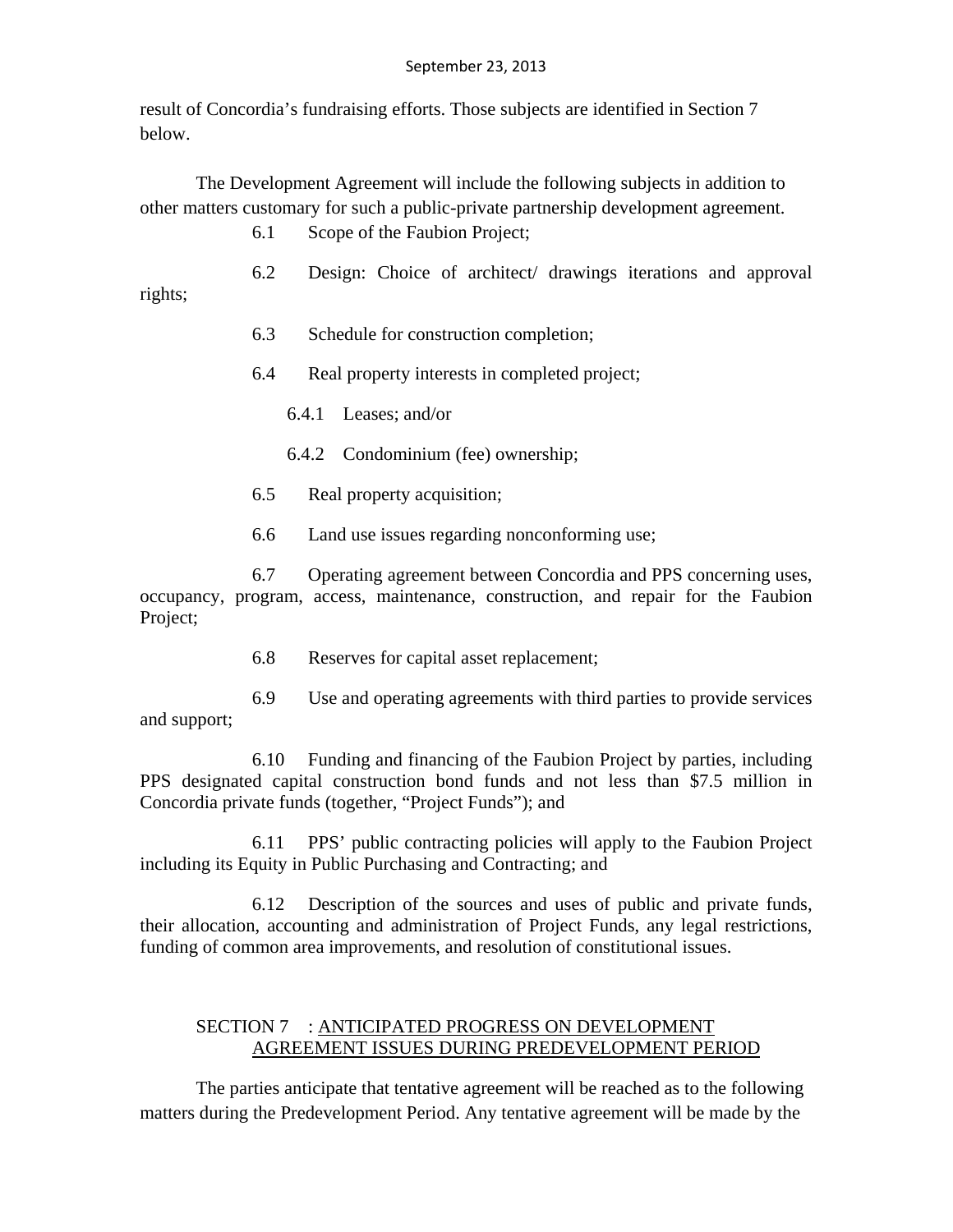result of Concordia's fundraising efforts. Those subjects are identified in Section 7 below.

The Development Agreement will include the following subjects in addition to other matters customary for such a public-private partnership development agreement.

6.1 Scope of the Faubion Project;

6.2 Design: Choice of architect/ drawings iterations and approval rights;

6.3 Schedule for construction completion;

6.4 Real property interests in completed project;

6.4.1 Leases; and/or

6.4.2 Condominium (fee) ownership;

6.5 Real property acquisition;

6.6 Land use issues regarding nonconforming use;

6.7 Operating agreement between Concordia and PPS concerning uses, occupancy, program, access, maintenance, construction, and repair for the Faubion Project;

6.8 Reserves for capital asset replacement;

6.9 Use and operating agreements with third parties to provide services and support;

6.10 Funding and financing of the Faubion Project by parties, including PPS designated capital construction bond funds and not less than $7.5 million in Concordia private funds (together, "Project Funds"); and

6.11 PPS' public contracting policies will apply to the Faubion Project including its Equity in Public Purchasing and Contracting; and

6.12 Description of the sources and uses of public and private funds, their allocation, accounting and administration of Project Funds, any legal restrictions, funding of common area improvements, and resolution of constitutional issues.

## SECTION 7 : ANTICIPATED PROGRESS ON DEVELOPMENT AGREEMENT ISSUES DURING PREDEVELOPMENT PERIOD

The parties anticipate that tentative agreement will be reached as to the following matters during the Predevelopment Period. Any tentative agreement will be made by the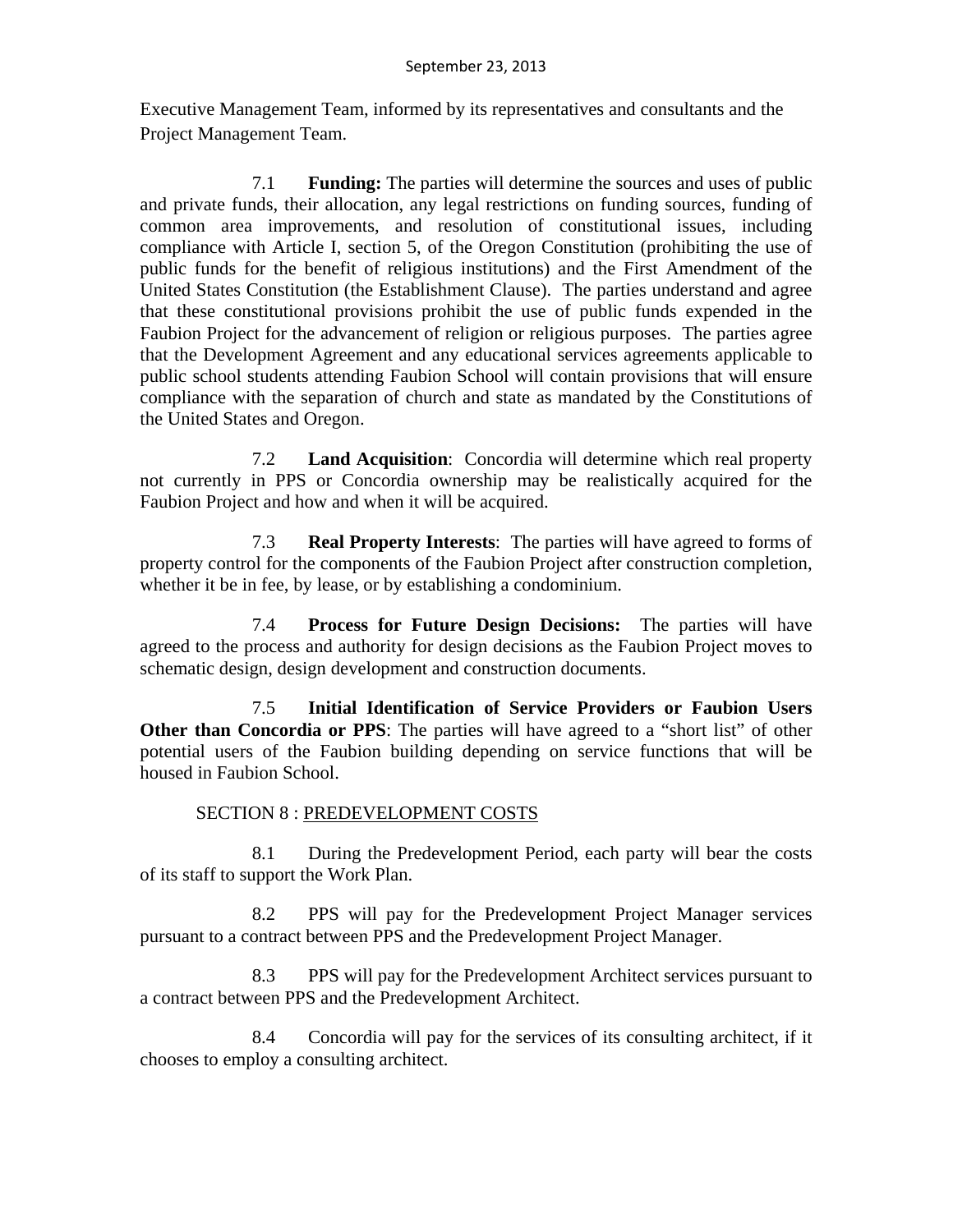Executive Management Team, informed by its representatives and consultants and the Project Management Team.

7.1 **Funding:** The parties will determine the sources and uses of public and private funds, their allocation, any legal restrictions on funding sources, funding of common area improvements, and resolution of constitutional issues, including compliance with Article I, section 5, of the Oregon Constitution (prohibiting the use of public funds for the benefit of religious institutions) and the First Amendment of the United States Constitution (the Establishment Clause). The parties understand and agree that these constitutional provisions prohibit the use of public funds expended in the Faubion Project for the advancement of religion or religious purposes. The parties agree that the Development Agreement and any educational services agreements applicable to public school students attending Faubion School will contain provisions that will ensure compliance with the separation of church and state as mandated by the Constitutions of the United States and Oregon.

7.2 **Land Acquisition**: Concordia will determine which real property not currently in PPS or Concordia ownership may be realistically acquired for the Faubion Project and how and when it will be acquired.

7.3 **Real Property Interests**: The parties will have agreed to forms of property control for the components of the Faubion Project after construction completion, whether it be in fee, by lease, or by establishing a condominium.

7.4 **Process for Future Design Decisions:** The parties will have agreed to the process and authority for design decisions as the Faubion Project moves to schematic design, design development and construction documents.

7.5 **Initial Identification of Service Providers or Faubion Users Other than Concordia or PPS**: The parties will have agreed to a "short list" of other potential users of the Faubion building depending on service functions that will be housed in Faubion School.

SECTION 8 : <u>PREDEVELOPMENT COSTS</u>

8.1 During the Predevelopment Period, each party will bear the costs of its staff to support the Work Plan.

8.2 PPS will pay for the Predevelopment Project Manager services pursuant to a contract between PPS and the Predevelopment Project Manager.

8.3 PPS will pay for the Predevelopment Architect services pursuant to a contract between PPS and the Predevelopment Architect.

8.4 Concordia will pay for the services of its consulting architect, if it chooses to employ a consulting architect.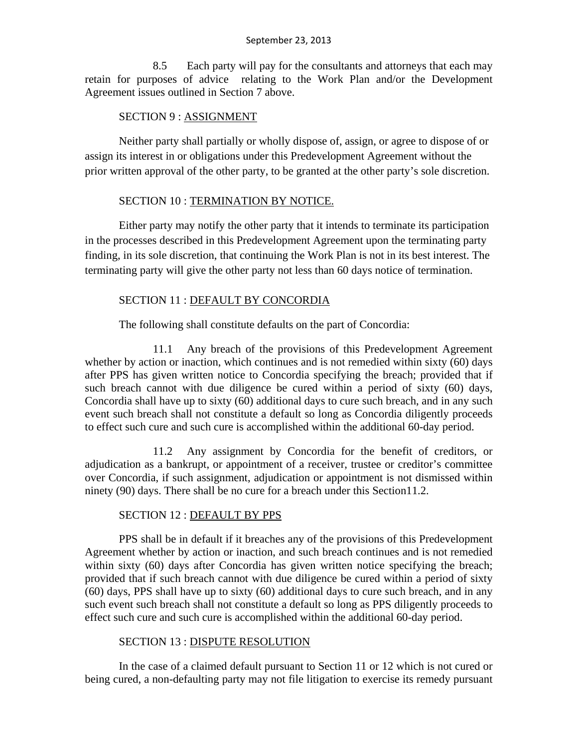8.5 Each party will pay for the consultants and attorneys that each may retain for purposes of advice relating to the Work Plan and/or the Development Agreement issues outlined in Section 7 above.

SECTION 9 : ASSIGNMENT

Neither party shall partially or wholly dispose of, assign, or agree to dispose of or assign its interest in or obligations under this Predevelopment Agreement without the prior written approval of the other party, to be granted at the other party's sole discretion.

SECTION 10 : TERMINATION BY NOTICE.

Either party may notify the other party that it intends to terminate its participation in the processes described in this Predevelopment Agreement upon the terminating party finding, in its sole discretion, that continuing the Work Plan is not in its best interest. The terminating party will give the other party not less than 60 days notice of termination.

SECTION 11 : DEFAULT BY CONCORDIA

The following shall constitute defaults on the part of Concordia:

11.1 Any breach of the provisions of this Predevelopment Agreement whether by action or inaction, which continues and is not remedied within sixty (60) days after PPS has given written notice to Concordia specifying the breach; provided that if such breach cannot with due diligence be cured within a period of sixty (60) days, Concordia shall have up to sixty (60) additional days to cure such breach, and in any such event such breach shall not constitute a default so long as Concordia diligently proceeds to effect such cure and such cure is accomplished within the additional 60-day period.

11.2 Any assignment by Concordia for the benefit of creditors, or adjudication as a bankrupt, or appointment of a receiver, trustee or creditor's committee over Concordia, if such assignment, adjudication or appointment is not dismissed within ninety (90) days. There shall be no cure for a breach under this Section11.2.

SECTION 12 : DEFAULT BY PPS

PPS shall be in default if it breaches any of the provisions of this Predevelopment Agreement whether by action or inaction, and such breach continues and is not remedied within sixty (60) days after Concordia has given written notice specifying the breach; provided that if such breach cannot with due diligence be cured within a period of sixty (60) days, PPS shall have up to sixty (60) additional days to cure such breach, and in any such event such breach shall not constitute a default so long as PPS diligently proceeds to effect such cure and such cure is accomplished within the additional 60-day period.

SECTION 13 : DISPUTE RESOLUTION

In the case of a claimed default pursuant to Section 11 or 12 which is not cured or being cured, a non-defaulting party may not file litigation to exercise its remedy pursuant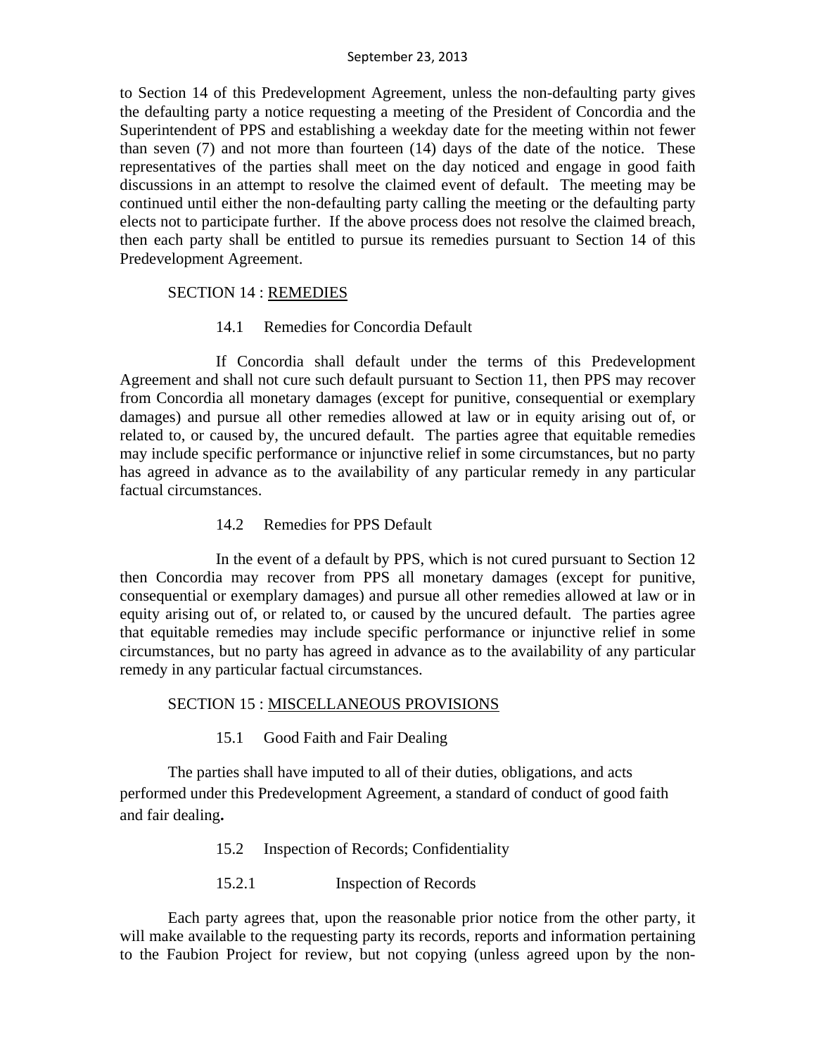to Section 14 of this Predevelopment Agreement, unless the non-defaulting party gives the defaulting party a notice requesting a meeting of the President of Concordia and the Superintendent of PPS and establishing a weekday date for the meeting within not fewer than seven (7) and not more than fourteen (14) days of the date of the notice. These representatives of the parties shall meet on the day noticed and engage in good faith discussions in an attempt to resolve the claimed event of default. The meeting may be continued until either the non-defaulting party calling the meeting or the defaulting party elects not to participate further. If the above process does not resolve the claimed breach, then each party shall be entitled to pursue its remedies pursuant to Section 14 of this Predevelopment Agreement.

## SECTION 14 : REMEDIES

### 14.1 Remedies for Concordia Default

If Concordia shall default under the terms of this Predevelopment Agreement and shall not cure such default pursuant to Section 11, then PPS may recover from Concordia all monetary damages (except for punitive, consequential or exemplary damages) and pursue all other remedies allowed at law or in equity arising out of, or related to, or caused by, the uncured default. The parties agree that equitable remedies may include specific performance or injunctive relief in some circumstances, but no party has agreed in advance as to the availability of any particular remedy in any particular factual circumstances.

### 14.2 Remedies for PPS Default

In the event of a default by PPS, which is not cured pursuant to Section 12 then Concordia may recover from PPS all monetary damages (except for punitive, consequential or exemplary damages) and pursue all other remedies allowed at law or in equity arising out of, or related to, or caused by the uncured default. The parties agree that equitable remedies may include specific performance or injunctive relief in some circumstances, but no party has agreed in advance as to the availability of any particular remedy in any particular factual circumstances.

## SECTION 15 : MISCELLANEOUS PROVISIONS

### 15.1 Good Faith and Fair Dealing

The parties shall have imputed to all of their duties, obligations, and acts performed under this Predevelopment Agreement, a standard of conduct of good faith and fair dealing.

### 15.2 Inspection of Records; Confidentiality

#### 15.2.1 Inspection of Records

Each party agrees that, upon the reasonable prior notice from the other party, it will make available to the requesting party its records, reports and information pertaining to the Faubion Project for review, but not copying (unless agreed upon by the non-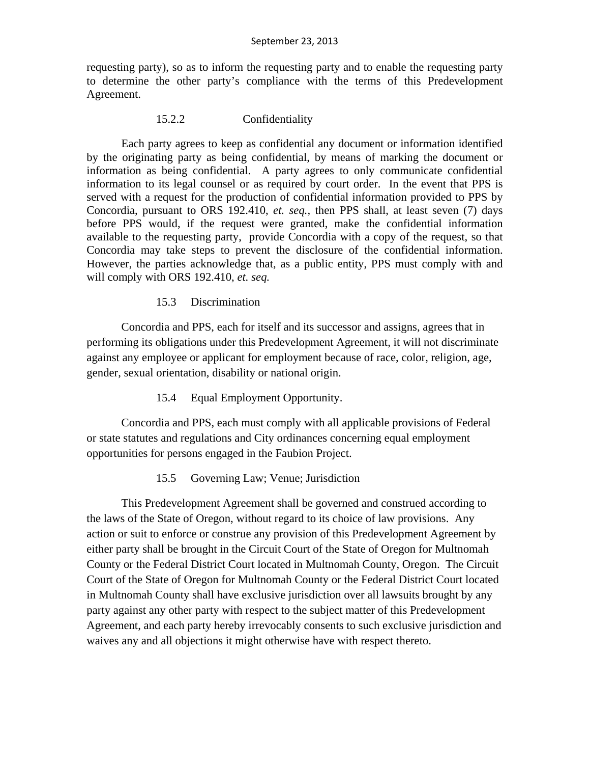requesting party), so as to inform the requesting party and to enable the requesting party to determine the other party's compliance with the terms of this Predevelopment Agreement.

15.2.2 Confidentiality

Each party agrees to keep as confidential any document or information identified by the originating party as being confidential, by means of marking the document or information as being confidential. A party agrees to only communicate confidential information to its legal counsel or as required by court order. In the event that PPS is served with a request for the production of confidential information provided to PPS by Concordia, pursuant to ORS 192.410, *et. seq.*, then PPS shall, at least seven (7) days before PPS would, if the request were granted, make the confidential information available to the requesting party, provide Concordia with a copy of the request, so that Concordia may take steps to prevent the disclosure of the confidential information. However, the parties acknowledge that, as a public entity, PPS must comply with and will comply with ORS 192.410, *et. seq.*

15.3 Discrimination

Concordia and PPS, each for itself and its successor and assigns, agrees that in performing its obligations under this Predevelopment Agreement, it will not discriminate against any employee or applicant for employment because of race, color, religion, age, gender, sexual orientation, disability or national origin.

15.4 Equal Employment Opportunity.

Concordia and PPS, each must comply with all applicable provisions of Federal or state statutes and regulations and City ordinances concerning equal employment opportunities for persons engaged in the Faubion Project.

15.5 Governing Law; Venue; Jurisdiction

This Predevelopment Agreement shall be governed and construed according to the laws of the State of Oregon, without regard to its choice of law provisions. Any action or suit to enforce or construe any provision of this Predevelopment Agreement by either party shall be brought in the Circuit Court of the State of Oregon for Multnomah County or the Federal District Court located in Multnomah County, Oregon. The Circuit Court of the State of Oregon for Multnomah County or the Federal District Court located in Multnomah County shall have exclusive jurisdiction over all lawsuits brought by any party against any other party with respect to the subject matter of this Predevelopment Agreement, and each party hereby irrevocably consents to such exclusive jurisdiction and waives any and all objections it might otherwise have with respect thereto.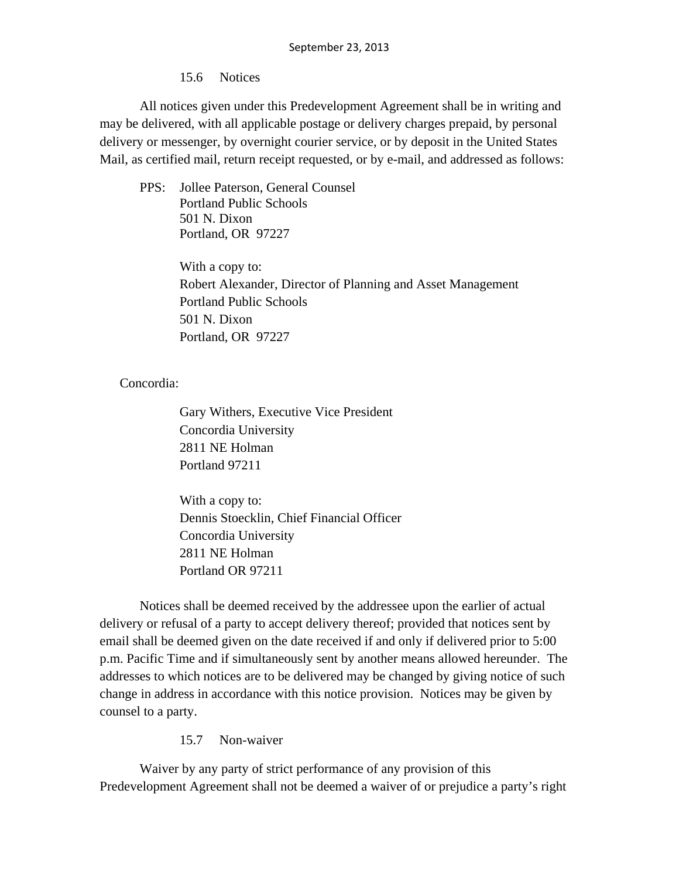### 15.6 Notices

All notices given under this Predevelopment Agreement shall be in writing and may be delivered, with all applicable postage or delivery charges prepaid, by personal delivery or messenger, by overnight courier service, or by deposit in the United States Mail, as certified mail, return receipt requested, or by e-mail, and addressed as follows:

PPS: Jollee Paterson, General Counsel
Portland Public Schools
501 N. Dixon
Portland, OR 97227

With a copy to:
Robert Alexander, Director of Planning and Asset Management
Portland Public Schools
501 N. Dixon
Portland, OR 97227

Concordia:

Gary Withers, Executive Vice President
Concordia University
2811 NE Holman
Portland 97211

With a copy to:
Dennis Stoecklin, Chief Financial Officer
Concordia University
2811 NE Holman
Portland OR 97211

Notices shall be deemed received by the addressee upon the earlier of actual delivery or refusal of a party to accept delivery thereof; provided that notices sent by email shall be deemed given on the date received if and only if delivered prior to 5:00 p.m. Pacific Time and if simultaneously sent by another means allowed hereunder. The addresses to which notices are to be delivered may be changed by giving notice of such change in address in accordance with this notice provision. Notices may be given by counsel to a party.

### 15.7 Non-waiver

Waiver by any party of strict performance of any provision of this Predevelopment Agreement shall not be deemed a waiver of or prejudice a party's right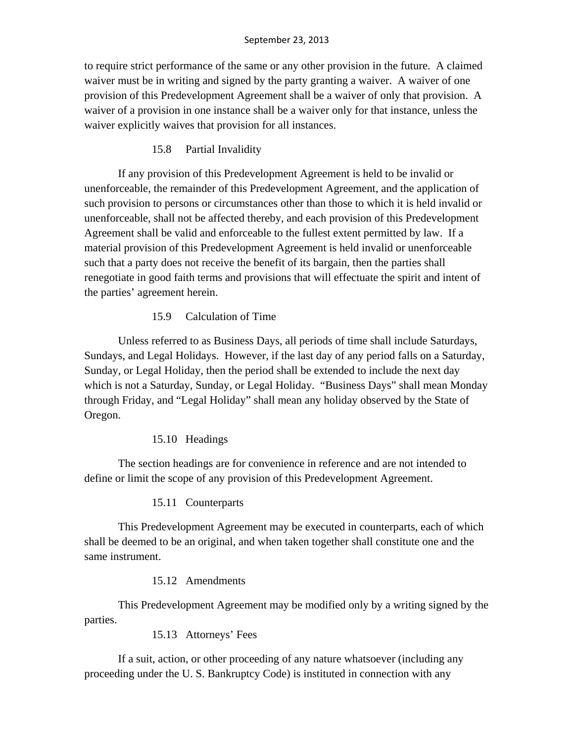to require strict performance of the same or any other provision in the future. A claimed waiver must be in writing and signed by the party granting a waiver. A waiver of one provision of this Predevelopment Agreement shall be a waiver of only that provision. A waiver of a provision in one instance shall be a waiver only for that instance, unless the waiver explicitly waives that provision for all instances.

### 15.8 Partial Invalidity

If any provision of this Predevelopment Agreement is held to be invalid or unenforceable, the remainder of this Predevelopment Agreement, and the application of such provision to persons or circumstances other than those to which it is held invalid or unenforceable, shall not be affected thereby, and each provision of this Predevelopment Agreement shall be valid and enforceable to the fullest extent permitted by law. If a material provision of this Predevelopment Agreement is held invalid or unenforceable such that a party does not receive the benefit of its bargain, then the parties shall renegotiate in good faith terms and provisions that will effectuate the spirit and intent of the parties' agreement herein.

### 15.9 Calculation of Time

Unless referred to as Business Days, all periods of time shall include Saturdays, Sundays, and Legal Holidays. However, if the last day of any period falls on a Saturday, Sunday, or Legal Holiday, then the period shall be extended to include the next day which is not a Saturday, Sunday, or Legal Holiday. "Business Days" shall mean Monday through Friday, and "Legal Holiday" shall mean any holiday observed by the State of Oregon.

### 15.10 Headings

The section headings are for convenience in reference and are not intended to define or limit the scope of any provision of this Predevelopment Agreement.

### 15.11 Counterparts

This Predevelopment Agreement may be executed in counterparts, each of which shall be deemed to be an original, and when taken together shall constitute one and the same instrument.

### 15.12 Amendments

This Predevelopment Agreement may be modified only by a writing signed by the parties.

### 15.13 Attorneys' Fees

If a suit, action, or other proceeding of any nature whatsoever (including any proceeding under the U. S. Bankruptcy Code) is instituted in connection with any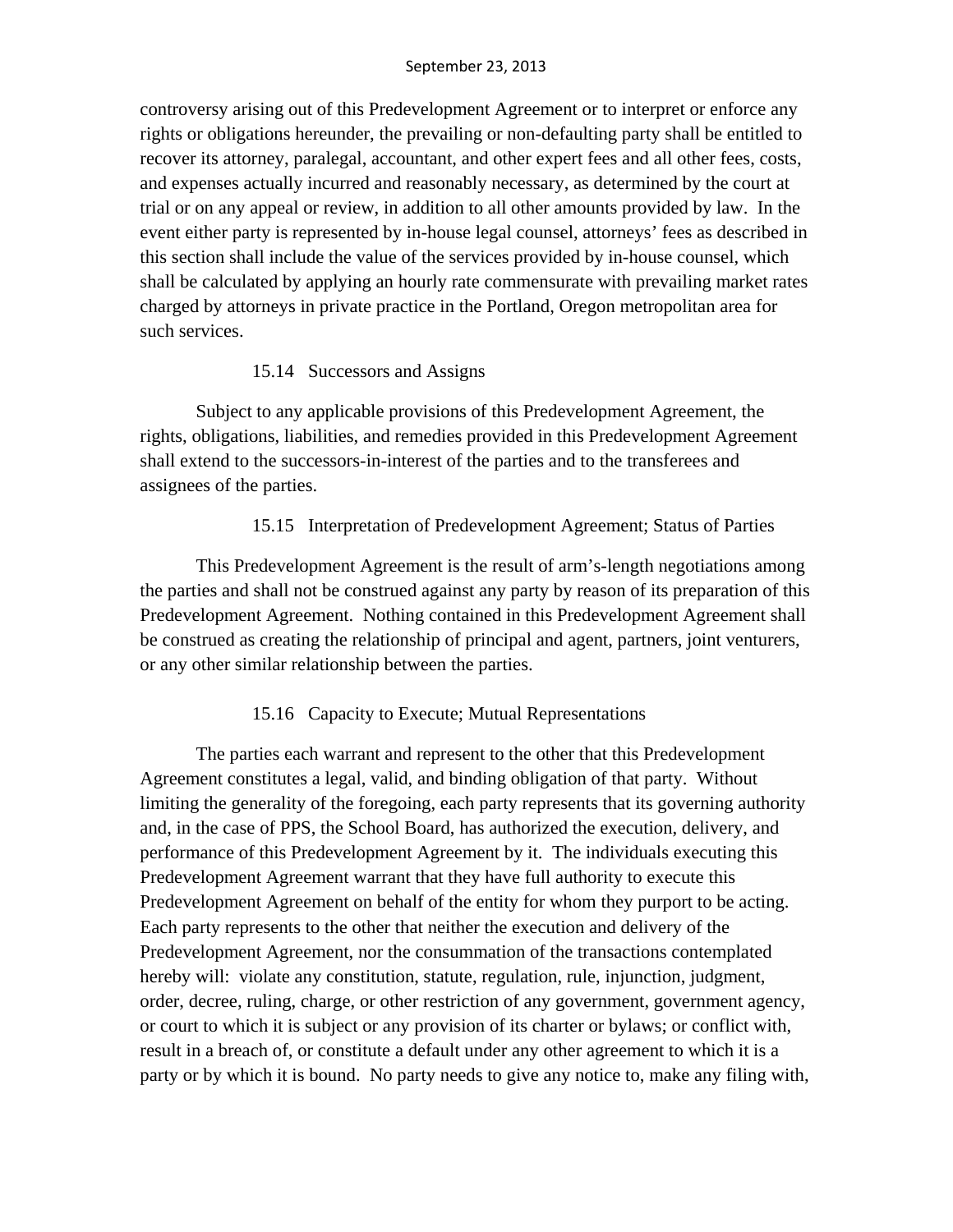controversy arising out of this Predevelopment Agreement or to interpret or enforce any rights or obligations hereunder, the prevailing or non-defaulting party shall be entitled to recover its attorney, paralegal, accountant, and other expert fees and all other fees, costs, and expenses actually incurred and reasonably necessary, as determined by the court at trial or on any appeal or review, in addition to all other amounts provided by law. In the event either party is represented by in-house legal counsel, attorneys' fees as described in this section shall include the value of the services provided by in-house counsel, which shall be calculated by applying an hourly rate commensurate with prevailing market rates charged by attorneys in private practice in the Portland, Oregon metropolitan area for such services.

### 15.14 Successors and Assigns

Subject to any applicable provisions of this Predevelopment Agreement, the rights, obligations, liabilities, and remedies provided in this Predevelopment Agreement shall extend to the successors-in-interest of the parties and to the transferees and assignees of the parties.

### 15.15 Interpretation of Predevelopment Agreement; Status of Parties

This Predevelopment Agreement is the result of arm's-length negotiations among the parties and shall not be construed against any party by reason of its preparation of this Predevelopment Agreement. Nothing contained in this Predevelopment Agreement shall be construed as creating the relationship of principal and agent, partners, joint venturers, or any other similar relationship between the parties.

### 15.16 Capacity to Execute; Mutual Representations

The parties each warrant and represent to the other that this Predevelopment Agreement constitutes a legal, valid, and binding obligation of that party. Without limiting the generality of the foregoing, each party represents that its governing authority and, in the case of PPS, the School Board, has authorized the execution, delivery, and performance of this Predevelopment Agreement by it. The individuals executing this Predevelopment Agreement warrant that they have full authority to execute this Predevelopment Agreement on behalf of the entity for whom they purport to be acting. Each party represents to the other that neither the execution and delivery of the Predevelopment Agreement, nor the consummation of the transactions contemplated hereby will: violate any constitution, statute, regulation, rule, injunction, judgment, order, decree, ruling, charge, or other restriction of any government, government agency, or court to which it is subject or any provision of its charter or bylaws; or conflict with, result in a breach of, or constitute a default under any other agreement to which it is a party or by which it is bound. No party needs to give any notice to, make any filing with,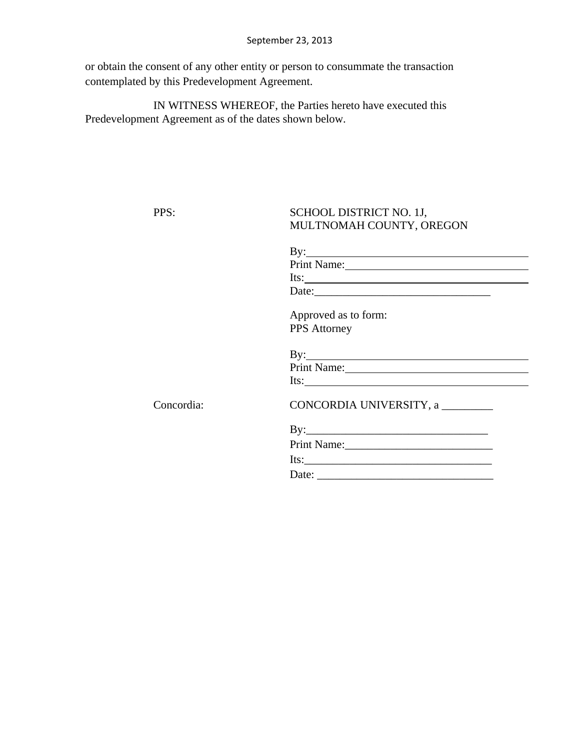or obtain the consent of any other entity or person to consummate the transaction contemplated by this Predevelopment Agreement.

IN WITNESS WHEREOF, the Parties hereto have executed this Predevelopment Agreement as of the dates shown below.

PPS: SCHOOL DISTRICT NO. 1J, MULTNOMAH COUNTY, OREGON

By:\_\_\_\_\_\_\_\_\_\_\_\_\_\_\_\_\_\_\_\_\_\_\_\_\_\_\_\_\_\_\_\_\_\_\_\_\_\_\_\_
Print Name:\_\_\_\_\_\_\_\_\_\_\_\_\_\_\_\_\_\_\_\_\_\_\_\_\_\_\_\_\_\_\_\_\_\_
Its:\_\_\_\_\_\_\_\_\_\_\_\_\_\_\_\_\_\_\_\_\_\_\_\_\_\_\_\_\_\_\_\_\_\_\_\_\_\_\_\_\_
Date:\_\_\_\_\_\_\_\_\_\_\_\_\_\_\_\_\_\_\_\_\_\_\_\_\_\_\_\_\_\_\_\_

Approved as to form:
PPS Attorney

By:\_\_\_\_\_\_\_\_\_\_\_\_\_\_\_\_\_\_\_\_\_\_\_\_\_\_\_\_\_\_\_\_\_\_\_\_\_\_\_\_
Print Name:\_\_\_\_\_\_\_\_\_\_\_\_\_\_\_\_\_\_\_\_\_\_\_\_\_\_\_\_\_\_\_\_\_\_
Its:\_\_\_\_\_\_\_\_\_\_\_\_\_\_\_\_\_\_\_\_\_\_\_\_\_\_\_\_\_\_\_\_\_\_\_\_\_\_\_\_\_

Concordia: CONCORDIA UNIVERSITY, a \_\_\_\_\_\_\_\_\_

By:\_\_\_\_\_\_\_\_\_\_\_\_\_\_\_\_\_\_\_\_\_\_\_\_\_\_\_\_\_\_\_\_
Print Name:\_\_\_\_\_\_\_\_\_\_\_\_\_\_\_\_\_\_\_\_\_\_\_\_\_\_
Its:\_\_\_\_\_\_\_\_\_\_\_\_\_\_\_\_\_\_\_\_\_\_\_\_\_\_\_\_\_\_\_\_\_
Date: \_\_\_\_\_\_\_\_\_\_\_\_\_\_\_\_\_\_\_\_\_\_\_\_\_\_\_\_\_\_\_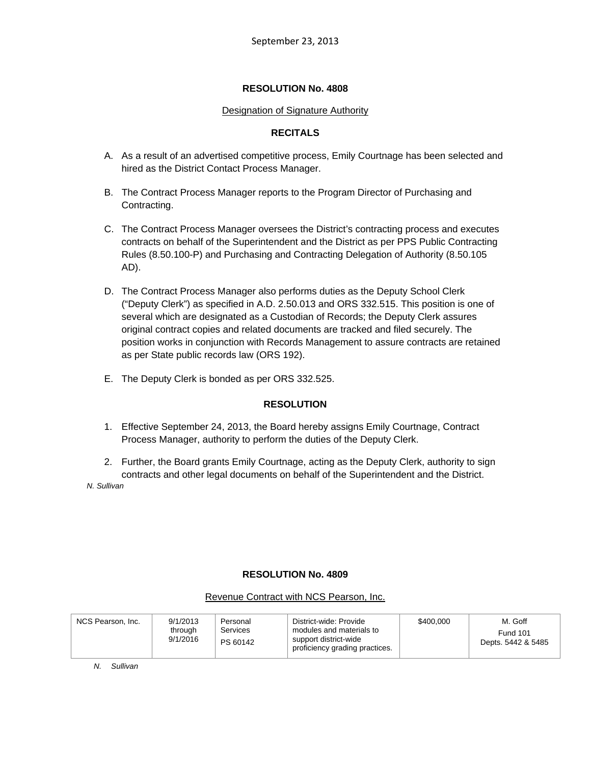September 23, 2013

**RESOLUTION No. 4808**

Designation of Signature Authority

**RECITALS**

A. As a result of an advertised competitive process, Emily Courtnage has been selected and hired as the District Contact Process Manager.

B. The Contract Process Manager reports to the Program Director of Purchasing and Contracting.

C. The Contract Process Manager oversees the District's contracting process and executes contracts on behalf of the Superintendent and the District as per PPS Public Contracting Rules (8.50.100-P) and Purchasing and Contracting Delegation of Authority (8.50.105 AD).

D. The Contract Process Manager also performs duties as the Deputy School Clerk ("Deputy Clerk") as specified in A.D. 2.50.013 and ORS 332.515. This position is one of several which are designated as a Custodian of Records; the Deputy Clerk assures original contract copies and related documents are tracked and filed securely. The position works in conjunction with Records Management to assure contracts are retained as per State public records law (ORS 192).

E. The Deputy Clerk is bonded as per ORS 332.525.

**RESOLUTION**

1. Effective September 24, 2013, the Board hereby assigns Emily Courtnage, Contract Process Manager, authority to perform the duties of the Deputy Clerk.

2. Further, the Board grants Emily Courtnage, acting as the Deputy Clerk, authority to sign contracts and other legal documents on behalf of the Superintendent and the District.

*N. Sullivan*

**RESOLUTION No. 4809**

Revenue Contract with NCS Pearson, Inc.

| | | | | | |
|---|---|---|---|---|---|
| NCS Pearson, Inc. | 9/1/2013 through 9/1/2016 | Personal Services PS 60142 | District-wide: Provide modules and materials to support district-wide proficiency grading practices. | $400,000 | M. Goff Fund 101 Depts. 5442 & 5485 |

*N. Sullivan*